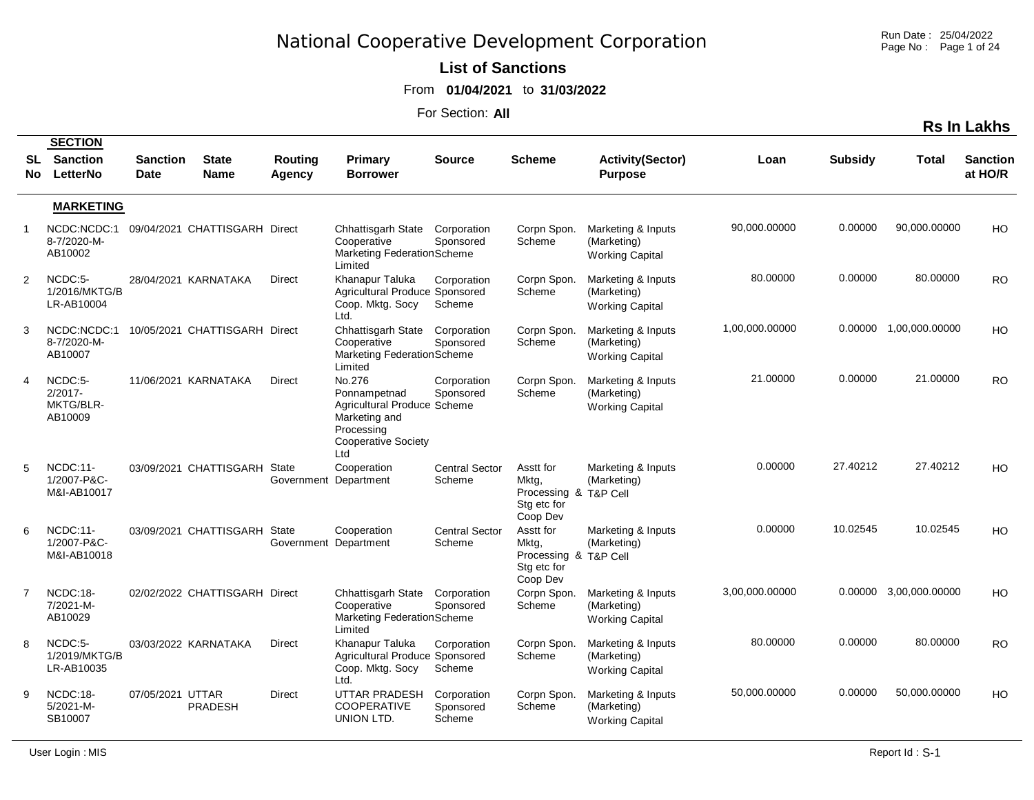# National Cooperative Development Corporation

## List of Sanctions

From **01/04/2021** to **31/03/2022**

For Section: **All**

**Rs In Lakhs**

| SL No | SECTION Sanction LetterNo | Sanction Date | State Name | Routing Agency | Primary Borrower | Source | Scheme | Activity(Sector) Purpose | Loan | Subsidy | Total | Sanction at HO/R |
|---|---|---|---|---|---|---|---|---|---|---|---|---|
| | **MARKETING** | | | | | | | | | | | |
| 1 | NCDC:NCDC:18-7/2020-M-AB10002 | 09/04/2021 | CHATTISGARH | Direct | Chhattisgarh State Cooperative Marketing Federation Limited | Corporation Sponsored Scheme | Corpn Spon. Scheme | Marketing & Inputs (Marketing) Working Capital | 90,000.00000 | 0.00000 | 90,000.00000 | HO |
| 2 | NCDC:5-1/2016/MKTG/BLR-AB10004 | 28/04/2021 | KARNATAKA | Direct | Khanapur Taluka Agricultural Produce Coop. Mktg. Socy Ltd. | Corporation Sponsored Scheme | Corpn Spon. Scheme | Marketing & Inputs (Marketing) Working Capital | 80.00000 | 0.00000 | 80.00000 | RO |
| 3 | NCDC:NCDC:18-7/2020-M-AB10007 | 10/05/2021 | CHATTISGARH | Direct | Chhattisgarh State Cooperative Marketing Federation Limited | Corporation Sponsored Scheme | Corpn Spon. Scheme | Marketing & Inputs (Marketing) Working Capital | 1,00,000.00000 | 0.00000 | 1,00,000.00000 | HO |
| 4 | NCDC:5-2/2017-MKTG/BLR-AB10009 | 11/06/2021 | KARNATAKA | Direct | No.276 Ponnampetnad Agricultural Produce Marketing and Processing Cooperative Society Ltd | Corporation Sponsored Scheme | Corpn Spon. Scheme | Marketing & Inputs (Marketing) Working Capital | 21.00000 | 0.00000 | 21.00000 | RO |
| 5 | NCDC:11-1/2007-P&C-M&I-AB10017 | 03/09/2021 | CHATTISGARH | State Government | Cooperation Department | Central Sector Scheme | Asstt for Mktg, Processing & Stg etc for Coop Dev | Marketing & Inputs (Marketing) T&P Cell | 0.00000 | 27.40212 | 27.40212 | HO |
| 6 | NCDC:11-1/2007-P&C-M&I-AB10018 | 03/09/2021 | CHATTISGARH | State Government | Cooperation Department | Central Sector Scheme | Asstt for Mktg, Processing & Stg etc for Coop Dev | Marketing & Inputs (Marketing) T&P Cell | 0.00000 | 10.02545 | 10.02545 | HO |
| 7 | NCDC:18-7/2021-M-AB10029 | 02/02/2022 | CHATTISGARH | Direct | Chhattisgarh State Cooperative Marketing Federation Limited | Corporation Sponsored Scheme | Corpn Spon. Scheme | Marketing & Inputs (Marketing) Working Capital | 3,00,000.00000 | 0.00000 | 3,00,000.00000 | HO |
| 8 | NCDC:5-1/2019/MKTG/BLR-AB10035 | 03/03/2022 | KARNATAKA | Direct | Khanapur Taluka Agricultural Produce Coop. Mktg. Socy Ltd. | Corporation Sponsored Scheme | Corpn Spon. Scheme | Marketing & Inputs (Marketing) Working Capital | 80.00000 | 0.00000 | 80.00000 | RO |
| 9 | NCDC:18-5/2021-M-SB10007 | 07/05/2021 | UTTAR PRADESH | Direct | UTTAR PRADESH COOPERATIVE UNION LTD. | Corporation Sponsored Scheme | Corpn Spon. Scheme | Marketing & Inputs (Marketing) Working Capital | 50,000.00000 | 0.00000 | 50,000.00000 | HO |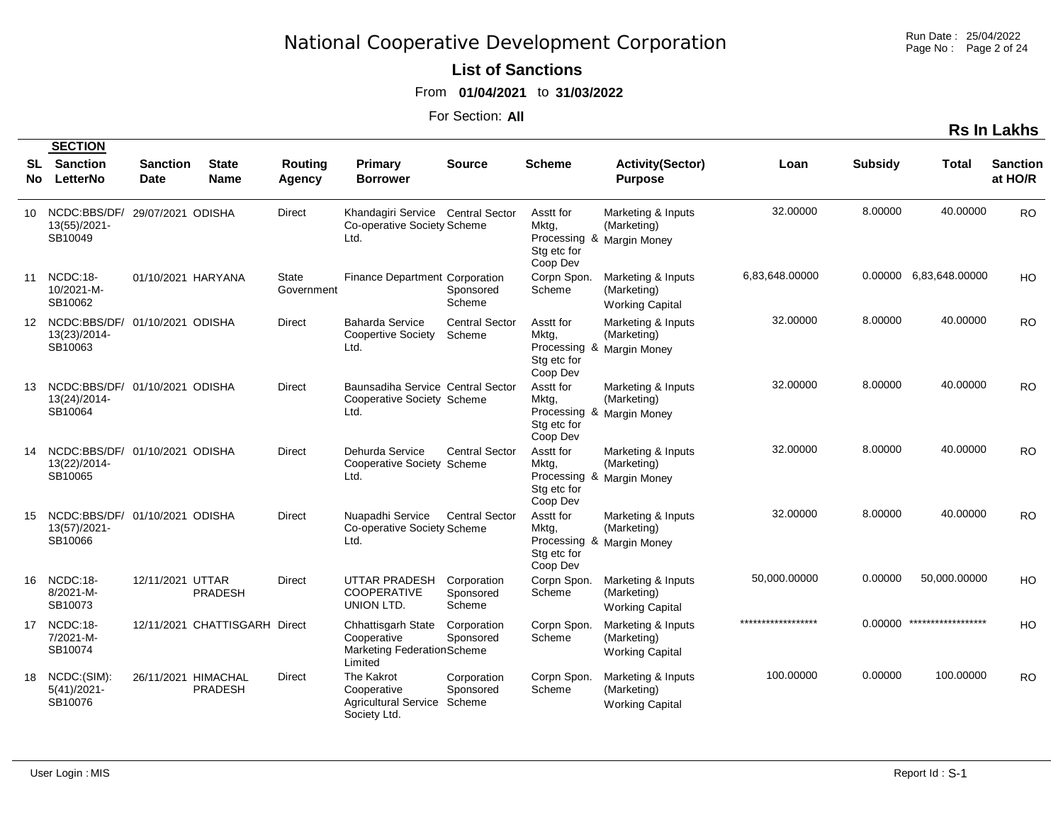# National Cooperative Development Corporation

**List of Sanctions**

From **01/04/2021** to **31/03/2022**

For Section: **All**

**Rs In Lakhs**

| SL No | SECTION Sanction LetterNo | Sanction Date | State Name | Routing Agency | Primary Borrower | Source | Scheme | Activity(Sector) Purpose | Loan | Subsidy | Total | Sanction at HO/R |
|---|---|---|---|---|---|---|---|---|---|---|---|---|
| 10 | NCDC:BBS/DF/ 13(55)/2021-SB10049 | 29/07/2021 | ODISHA | Direct | Khandagiri Service Co-operative Society Ltd. | Central Sector Scheme | Asstt for Mktg, Processing & Stg etc for Coop Dev | Marketing & Inputs (Marketing) Margin Money | 32.00000 | 8.00000 | 40.00000 | RO |
| 11 | NCDC:18-10/2021-M-SB10062 | 01/10/2021 | HARYANA | State Government | Finance Department | Corporation Sponsored Scheme | Corpn Spon. Scheme | Marketing & Inputs (Marketing) Working Capital | 6,83,648.00000 | 0.00000 | 6,83,648.00000 | HO |
| 12 | NCDC:BBS/DF/ 13(23)/2014-SB10063 | 01/10/2021 | ODISHA | Direct | Baharda Service Coopertive Society Ltd. | Central Sector Scheme | Asstt for Mktg, Processing & Stg etc for Coop Dev | Marketing & Inputs (Marketing) Margin Money | 32.00000 | 8.00000 | 40.00000 | RO |
| 13 | NCDC:BBS/DF/ 13(24)/2014-SB10064 | 01/10/2021 | ODISHA | Direct | Baunsadiha Service Cooperative Society Ltd. | Central Sector Scheme | Asstt for Mktg, Processing & Stg etc for Coop Dev | Marketing & Inputs (Marketing) Margin Money | 32.00000 | 8.00000 | 40.00000 | RO |
| 14 | NCDC:BBS/DF/ 13(22)/2014-SB10065 | 01/10/2021 | ODISHA | Direct | Dehurda Service Cooperative Society Ltd. | Central Sector Scheme | Asstt for Mktg, Processing & Stg etc for Coop Dev | Marketing & Inputs (Marketing) Margin Money | 32.00000 | 8.00000 | 40.00000 | RO |
| 15 | NCDC:BBS/DF/ 13(57)/2021-SB10066 | 01/10/2021 | ODISHA | Direct | Nuapadhi Service Co-operative Society Ltd. | Central Sector Scheme | Asstt for Mktg, Processing & Stg etc for Coop Dev | Marketing & Inputs (Marketing) Margin Money | 32.00000 | 8.00000 | 40.00000 | RO |
| 16 | NCDC:18-8/2021-M-SB10073 | 12/11/2021 | UTTAR PRADESH | Direct | UTTAR PRADESH COOPERATIVE UNION LTD. | Corporation Sponsored Scheme | Corpn Spon. Scheme | Marketing & Inputs (Marketing) Working Capital | 50,000.00000 | 0.00000 | 50,000.00000 | HO |
| 17 | NCDC:18-7/2021-M-SB10074 | 12/11/2021 | CHATTISGARH | Direct | Chhattisgarh State Cooperative Marketing Federation Limited | Corporation Sponsored Scheme | Corpn Spon. Scheme | Marketing & Inputs (Marketing) Working Capital | ****************** | 0.00000 | ****************** | HO |
| 18 | NCDC:(SIM): 5(41)/2021-SB10076 | 26/11/2021 | HIMACHAL PRADESH | Direct | The Kakrot Cooperative Agricultural Service Society Ltd. | Corporation Sponsored Scheme | Corpn Spon. Scheme | Marketing & Inputs (Marketing) Working Capital | 100.00000 | 0.00000 | 100.00000 | RO |

User Login : MIS

Report Id : S-1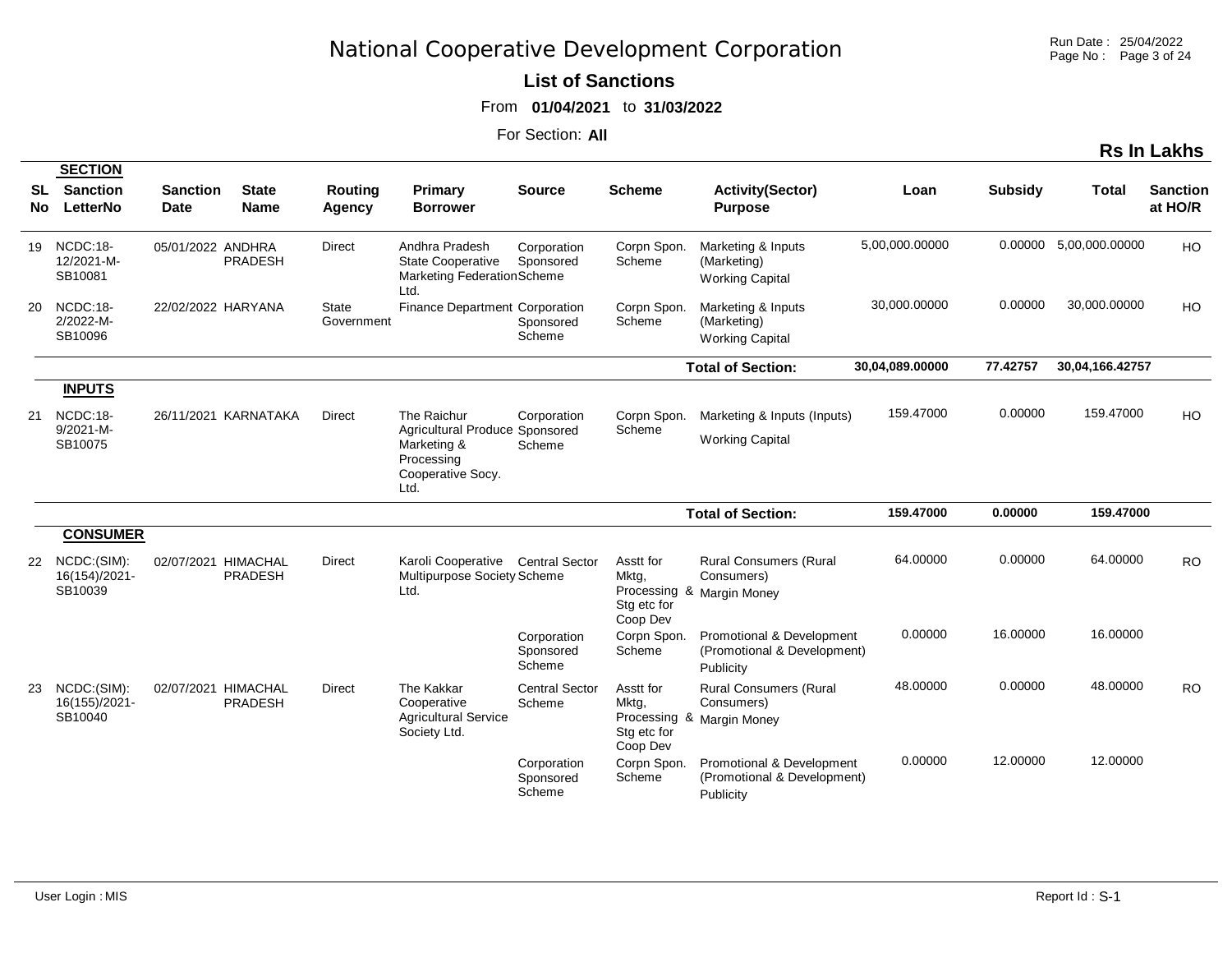# National Cooperative Development Corporation

**List of Sanctions**

From **01/04/2021** to **31/03/2022**

For Section: **All**

**Rs In Lakhs**

| SL No | SECTION Sanction LetterNo | Sanction Date | State Name | Routing Agency | Primary Borrower | Source | Scheme | Activity(Sector) Purpose | Loan | Subsidy | Total | Sanction at HO/R |
|---|---|---|---|---|---|---|---|---|---|---|---|---|
| 19 | NCDC:18-12/2021-M-SB10081 | 05/01/2022 | ANDHRA PRADESH | Direct | Andhra Pradesh State Cooperative Marketing Federation Ltd. | Corporation Sponsored Scheme | Corpn Spon. Scheme | Marketing & Inputs (Marketing) Working Capital | 5,00,000.00000 | 0.00000 | 5,00,000.00000 | HO |
| 20 | NCDC:18-2/2022-M-SB10096 | 22/02/2022 | HARYANA | State Government | Finance Department | Corporation Sponsored Scheme | Corpn Spon. Scheme | Marketing & Inputs (Marketing) Working Capital | 30,000.00000 | 0.00000 | 30,000.00000 | HO |
| | | | | | | | | **Total of Section:** | **30,04,089.00000** | **77.42757** | **30,04,166.42757** | |
| | **INPUTS** | | | | | | | | | | | |
| 21 | NCDC:18-9/2021-M-SB10075 | 26/11/2021 | KARNATAKA | Direct | The Raichur Agricultural Produce Marketing & Processing Cooperative Socy. Ltd. | Corporation Sponsored Scheme | Corpn Spon. Scheme | Marketing & Inputs (Inputs) Working Capital | 159.47000 | 0.00000 | 159.47000 | HO |
| | | | | | | | | **Total of Section:** | **159.47000** | **0.00000** | **159.47000** | |
| | **CONSUMER** | | | | | | | | | | | |
| 22 | NCDC:(SIM): 16(154)/2021-SB10039 | 02/07/2021 | HIMACHAL PRADESH | Direct | Karoli Cooperative Multipurpose Society Ltd. | Central Sector Scheme | Asstt for Mktg, Processing & Stg etc for Coop Dev | Rural Consumers (Rural Consumers) Margin Money | 64.00000 | 0.00000 | 64.00000 | RO |
| | | | | | | Corporation Sponsored Scheme | Corpn Spon. Scheme | Promotional & Development (Promotional & Development) Publicity | 0.00000 | 16.00000 | 16.00000 | |
| 23 | NCDC:(SIM): 16(155)/2021-SB10040 | 02/07/2021 | HIMACHAL PRADESH | Direct | The Kakkar Cooperative Agricultural Service Society Ltd. | Central Sector Scheme | Asstt for Mktg, Processing & Stg etc for Coop Dev | Rural Consumers (Rural Consumers) Margin Money | 48.00000 | 0.00000 | 48.00000 | RO |
| | | | | | | Corporation Sponsored Scheme | Corpn Spon. Scheme | Promotional & Development (Promotional & Development) Publicity | 0.00000 | 12.00000 | 12.00000 | |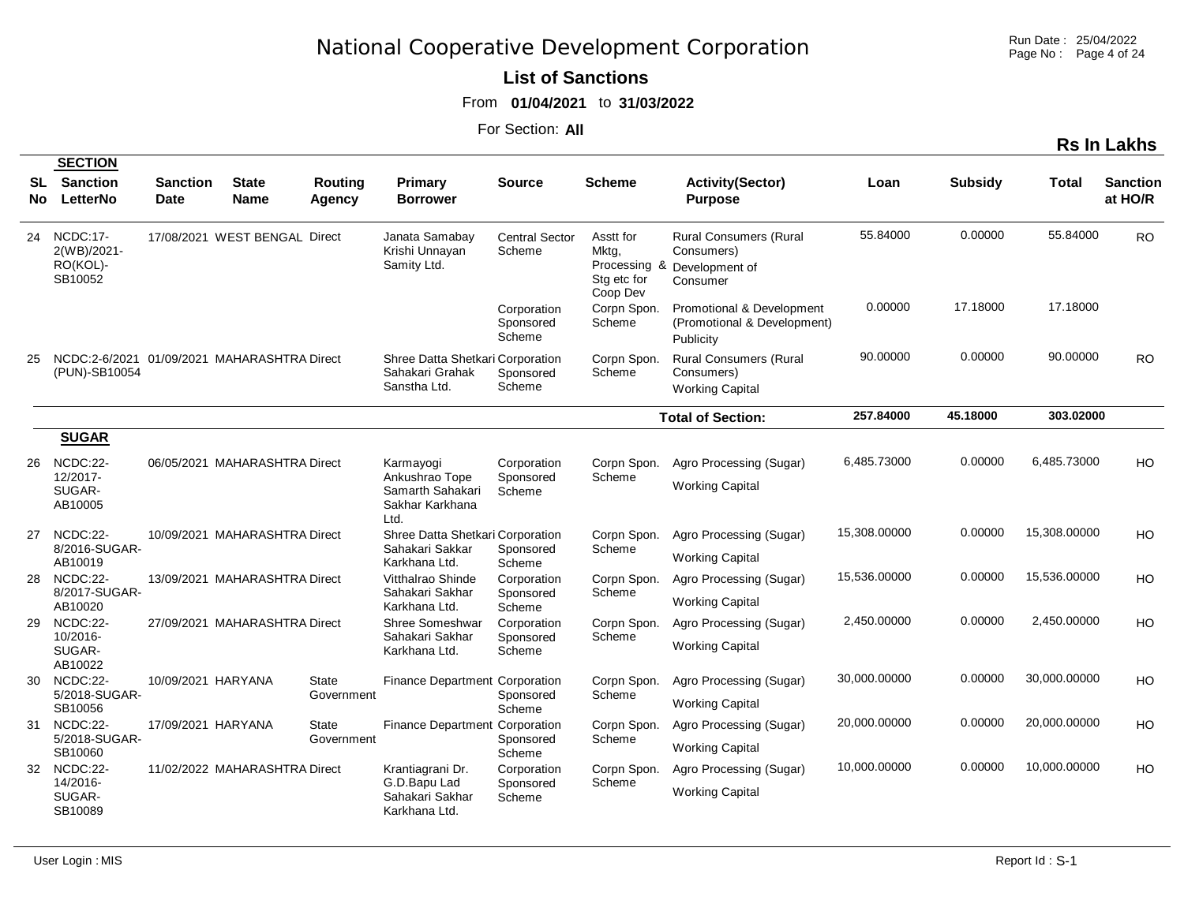# National Cooperative Development Corporation

**List of Sanctions**

From **01/04/2021** to **31/03/2022**

For Section: **All**

**Rs In Lakhs**

| SL No | SECTION Sanction LetterNo | Sanction Date | State Name | Routing Agency | Primary Borrower | Source | Scheme | Activity(Sector) Purpose | Loan | Subsidy | Total | Sanction at HO/R |
|---|---|---|---|---|---|---|---|---|---|---|---|---|
| 24 | NCDC:17-2(WB)/2021-RO(KOL)-SB10052 | 17/08/2021 | WEST BENGAL | Direct | Janata Samabay Krishi Unnayan Samity Ltd. | Central Sector Scheme | Asstt for Mktg, Processing & Stg etc for Coop Dev | Rural Consumers (Rural Consumers) Development of Consumer | 55.84000 | 0.00000 | 55.84000 | RO |
| | | | | | | Corporation Sponsored Scheme | Corpn Spon. Scheme | Promotional & Development (Promotional & Development) Publicity | 0.00000 | 17.18000 | 17.18000 | |
| 25 | NCDC:2-6/2021 (PUN)-SB10054 | 01/09/2021 | MAHARASHTRA | Direct | Shree Datta Shetkari Sahakari Grahak Sanstha Ltd. | Corporation Sponsored Scheme | Corpn Spon. Scheme | Rural Consumers (Rural Consumers) Working Capital | 90.00000 | 0.00000 | 90.00000 | RO |
| | | | | | | | | **Total of Section:** | **257.84000** | **45.18000** | **303.02000** | |
| | **SUGAR** | | | | | | | | | | | |
| 26 | NCDC:22-12/2017-SUGAR-AB10005 | 06/05/2021 | MAHARASHTRA | Direct | Karmayogi Ankushrao Tope Samarth Sahakari Sakhar Karkhana Ltd. | Corporation Sponsored Scheme | Corpn Spon. Scheme | Agro Processing (Sugar) Working Capital | 6,485.73000 | 0.00000 | 6,485.73000 | HO |
| 27 | NCDC:22-8/2016-SUGAR-AB10019 | 10/09/2021 | MAHARASHTRA | Direct | Shree Datta Shetkari Sahakari Sakkar Karkhana Ltd. | Corporation Sponsored Scheme | Corpn Spon. Scheme | Agro Processing (Sugar) Working Capital | 15,308.00000 | 0.00000 | 15,308.00000 | HO |
| 28 | NCDC:22-8/2017-SUGAR-AB10020 | 13/09/2021 | MAHARASHTRA | Direct | Vitthalrao Shinde Sahakari Sakhar Karkhana Ltd. | Corporation Sponsored Scheme | Corpn Spon. Scheme | Agro Processing (Sugar) Working Capital | 15,536.00000 | 0.00000 | 15,536.00000 | HO |
| 29 | NCDC:22-10/2016-SUGAR-AB10022 | 27/09/2021 | MAHARASHTRA | Direct | Shree Someshwar Sahakari Sakhar Karkhana Ltd. | Corporation Sponsored Scheme | Corpn Spon. Scheme | Agro Processing (Sugar) Working Capital | 2,450.00000 | 0.00000 | 2,450.00000 | HO |
| 30 | NCDC:22-5/2018-SUGAR-SB10056 | 10/09/2021 | HARYANA | State Government | Finance Department | Corporation Sponsored Scheme | Corpn Spon. Scheme | Agro Processing (Sugar) Working Capital | 30,000.00000 | 0.00000 | 30,000.00000 | HO |
| 31 | NCDC:22-5/2018-SUGAR-SB10060 | 17/09/2021 | HARYANA | State Government | Finance Department | Corporation Sponsored Scheme | Corpn Spon. Scheme | Agro Processing (Sugar) Working Capital | 20,000.00000 | 0.00000 | 20,000.00000 | HO |
| 32 | NCDC:22-14/2016-SUGAR-SB10089 | 11/02/2022 | MAHARASHTRA | Direct | Krantiagrani Dr. G.D.Bapu Lad Sahakari Sakhar Karkhana Ltd. | Corporation Sponsored Scheme | Corpn Spon. Scheme | Agro Processing (Sugar) Working Capital | 10,000.00000 | 0.00000 | 10,000.00000 | HO |

User Login : MIS

Report Id : S-1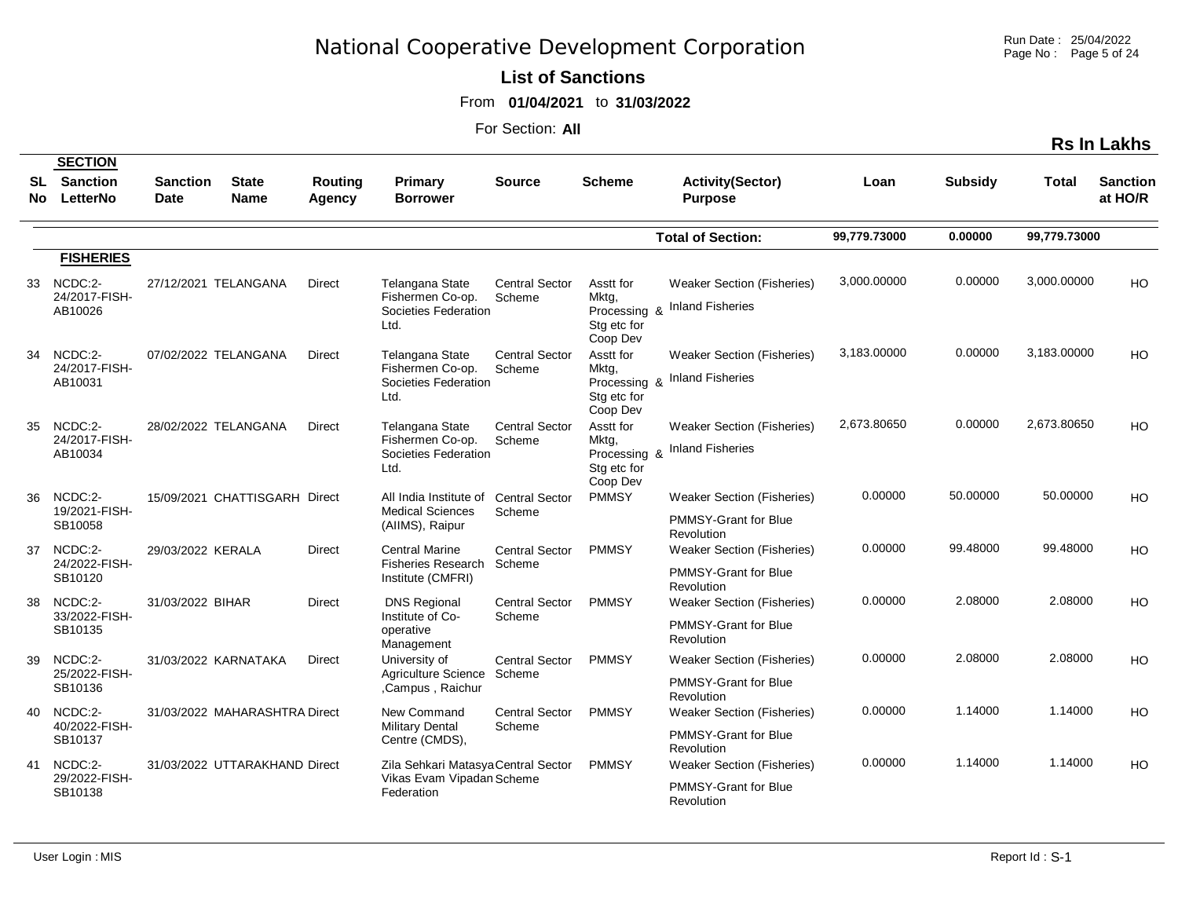# National Cooperative Development Corporation

**List of Sanctions**

From **01/04/2021** to **31/03/2022**

For Section: **All**

**Rs In Lakhs**

| SL No | SECTION Sanction LetterNo | Sanction Date | State Name | Routing Agency | Primary Borrower | Source | Scheme | Activity(Sector) Purpose | Loan | Subsidy | Total | Sanction at HO/R |
|---|---|---|---|---|---|---|---|---|---|---|---|---|
| | | | | | | | | **Total of Section:** | **99,779.73000** | **0.00000** | **99,779.73000** | |
| | **FISHERIES** | | | | | | | | | | | |
| 33 | NCDC:2-24/2017-FISH-AB10026 | 27/12/2021 | TELANGANA | Direct | Telangana State Fishermen Co-op. Societies Federation Ltd. | Central Sector Scheme | Asstt for Mktg, Processing & Stg etc for Coop Dev | Weaker Section (Fisheries) Inland Fisheries | 3,000.00000 | 0.00000 | 3,000.00000 | HO |
| 34 | NCDC:2-24/2017-FISH-AB10031 | 07/02/2022 | TELANGANA | Direct | Telangana State Fishermen Co-op. Societies Federation Ltd. | Central Sector Scheme | Asstt for Mktg, Processing & Stg etc for Coop Dev | Weaker Section (Fisheries) Inland Fisheries | 3,183.00000 | 0.00000 | 3,183.00000 | HO |
| 35 | NCDC:2-24/2017-FISH-AB10034 | 28/02/2022 | TELANGANA | Direct | Telangana State Fishermen Co-op. Societies Federation Ltd. | Central Sector Scheme | Asstt for Mktg, Processing & Stg etc for Coop Dev | Weaker Section (Fisheries) Inland Fisheries | 2,673.80650 | 0.00000 | 2,673.80650 | HO |
| 36 | NCDC:2-19/2021-FISH-SB10058 | 15/09/2021 | CHATTISGARH | Direct | All India Institute of Medical Sciences (AIIMS), Raipur | Central Sector Scheme | PMMSY | Weaker Section (Fisheries) PMMSY-Grant for Blue Revolution | 0.00000 | 50.00000 | 50.00000 | HO |
| 37 | NCDC:2-24/2022-FISH-SB10120 | 29/03/2022 | KERALA | Direct | Central Marine Fisheries Research Institute (CMFRI) | Central Sector Scheme | PMMSY | Weaker Section (Fisheries) PMMSY-Grant for Blue Revolution | 0.00000 | 99.48000 | 99.48000 | HO |
| 38 | NCDC:2-33/2022-FISH-SB10135 | 31/03/2022 | BIHAR | Direct | DNS Regional Institute of Co-operative Management | Central Sector Scheme | PMMSY | Weaker Section (Fisheries) PMMSY-Grant for Blue Revolution | 0.00000 | 2.08000 | 2.08000 | HO |
| 39 | NCDC:2-25/2022-FISH-SB10136 | 31/03/2022 | KARNATAKA | Direct | University of Agriculture Science ,Campus , Raichur | Central Sector Scheme | PMMSY | Weaker Section (Fisheries) PMMSY-Grant for Blue Revolution | 0.00000 | 2.08000 | 2.08000 | HO |
| 40 | NCDC:2-40/2022-FISH-SB10137 | 31/03/2022 | MAHARASHTRA | Direct | New Command Military Dental Centre (CMDS), | Central Sector Scheme | PMMSY | Weaker Section (Fisheries) PMMSY-Grant for Blue Revolution | 0.00000 | 1.14000 | 1.14000 | HO |
| 41 | NCDC:2-29/2022-FISH-SB10138 | 31/03/2022 | UTTARAKHAND | Direct | Zila Sehkari Matasya Vikas Evam Vipadan Federation | Central Sector Scheme | PMMSY | Weaker Section (Fisheries) PMMSY-Grant for Blue Revolution | 0.00000 | 1.14000 | 1.14000 | HO |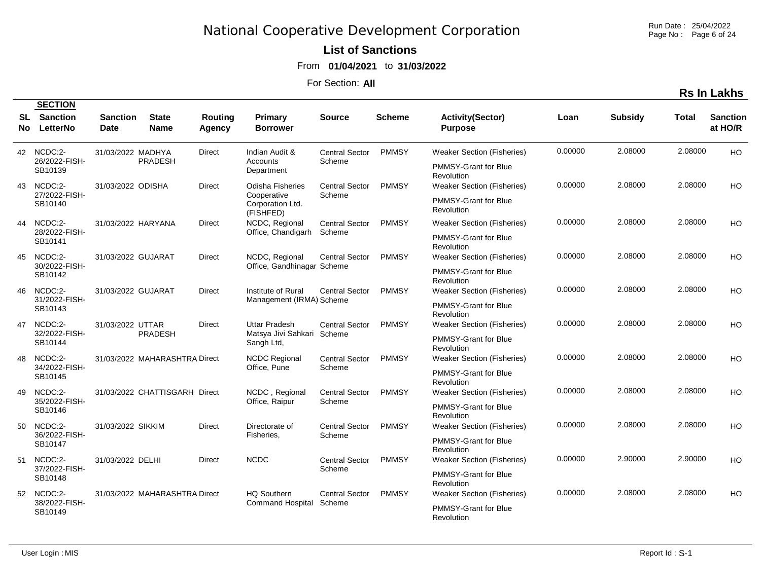# National Cooperative Development Corporation

**List of Sanctions**

From **01/04/2021** to **31/03/2022**

For Section: **All**

**Rs In Lakhs**

| SL No | SECTION Sanction LetterNo | Sanction Date | State Name | Routing Agency | Primary Borrower | Source | Scheme | Activity(Sector) Purpose | Loan | Subsidy | Total | Sanction at HO/R |
|---|---|---|---|---|---|---|---|---|---|---|---|---|
| 42 | NCDC:2-26/2022-FISH-SB10139 | 31/03/2022 | MADHYA PRADESH | Direct | Indian Audit & Accounts Department | Central Sector Scheme | PMMSY | Weaker Section (Fisheries) PMMSY-Grant for Blue Revolution | 0.00000 | 2.08000 | 2.08000 | HO |
| 43 | NCDC:2-27/2022-FISH-SB10140 | 31/03/2022 | ODISHA | Direct | Odisha Fisheries Cooperative Corporation Ltd. (FISHFED) | Central Sector Scheme | PMMSY | Weaker Section (Fisheries) PMMSY-Grant for Blue Revolution | 0.00000 | 2.08000 | 2.08000 | HO |
| 44 | NCDC:2-28/2022-FISH-SB10141 | 31/03/2022 | HARYANA | Direct | NCDC, Regional Office, Chandigarh | Central Sector Scheme | PMMSY | Weaker Section (Fisheries) PMMSY-Grant for Blue Revolution | 0.00000 | 2.08000 | 2.08000 | HO |
| 45 | NCDC:2-30/2022-FISH-SB10142 | 31/03/2022 | GUJARAT | Direct | NCDC, Regional Office, Gandhinagar | Central Sector Scheme | PMMSY | Weaker Section (Fisheries) PMMSY-Grant for Blue Revolution | 0.00000 | 2.08000 | 2.08000 | HO |
| 46 | NCDC:2-31/2022-FISH-SB10143 | 31/03/2022 | GUJARAT | Direct | Institute of Rural Management (IRMA) | Central Sector Scheme | PMMSY | Weaker Section (Fisheries) PMMSY-Grant for Blue Revolution | 0.00000 | 2.08000 | 2.08000 | HO |
| 47 | NCDC:2-32/2022-FISH-SB10144 | 31/03/2022 | UTTAR PRADESH | Direct | Uttar Pradesh Matsya Jivi Sahkari Sangh Ltd, | Central Sector Scheme | PMMSY | Weaker Section (Fisheries) PMMSY-Grant for Blue Revolution | 0.00000 | 2.08000 | 2.08000 | HO |
| 48 | NCDC:2-34/2022-FISH-SB10145 | 31/03/2022 | MAHARASHTRA | Direct | NCDC Regional Office, Pune | Central Sector Scheme | PMMSY | Weaker Section (Fisheries) PMMSY-Grant for Blue Revolution | 0.00000 | 2.08000 | 2.08000 | HO |
| 49 | NCDC:2-35/2022-FISH-SB10146 | 31/03/2022 | CHATTISGARH | Direct | NCDC , Regional Office, Raipur | Central Sector Scheme | PMMSY | Weaker Section (Fisheries) PMMSY-Grant for Blue Revolution | 0.00000 | 2.08000 | 2.08000 | HO |
| 50 | NCDC:2-36/2022-FISH-SB10147 | 31/03/2022 | SIKKIM | Direct | Directorate of Fisheries, | Central Sector Scheme | PMMSY | Weaker Section (Fisheries) PMMSY-Grant for Blue Revolution | 0.00000 | 2.08000 | 2.08000 | HO |
| 51 | NCDC:2-37/2022-FISH-SB10148 | 31/03/2022 | DELHI | Direct | NCDC | Central Sector Scheme | PMMSY | Weaker Section (Fisheries) PMMSY-Grant for Blue Revolution | 0.00000 | 2.90000 | 2.90000 | HO |
| 52 | NCDC:2-38/2022-FISH-SB10149 | 31/03/2022 | MAHARASHTRA | Direct | HQ Southern Command Hospital | Central Sector Scheme | PMMSY | Weaker Section (Fisheries) PMMSY-Grant for Blue Revolution | 0.00000 | 2.08000 | 2.08000 | HO |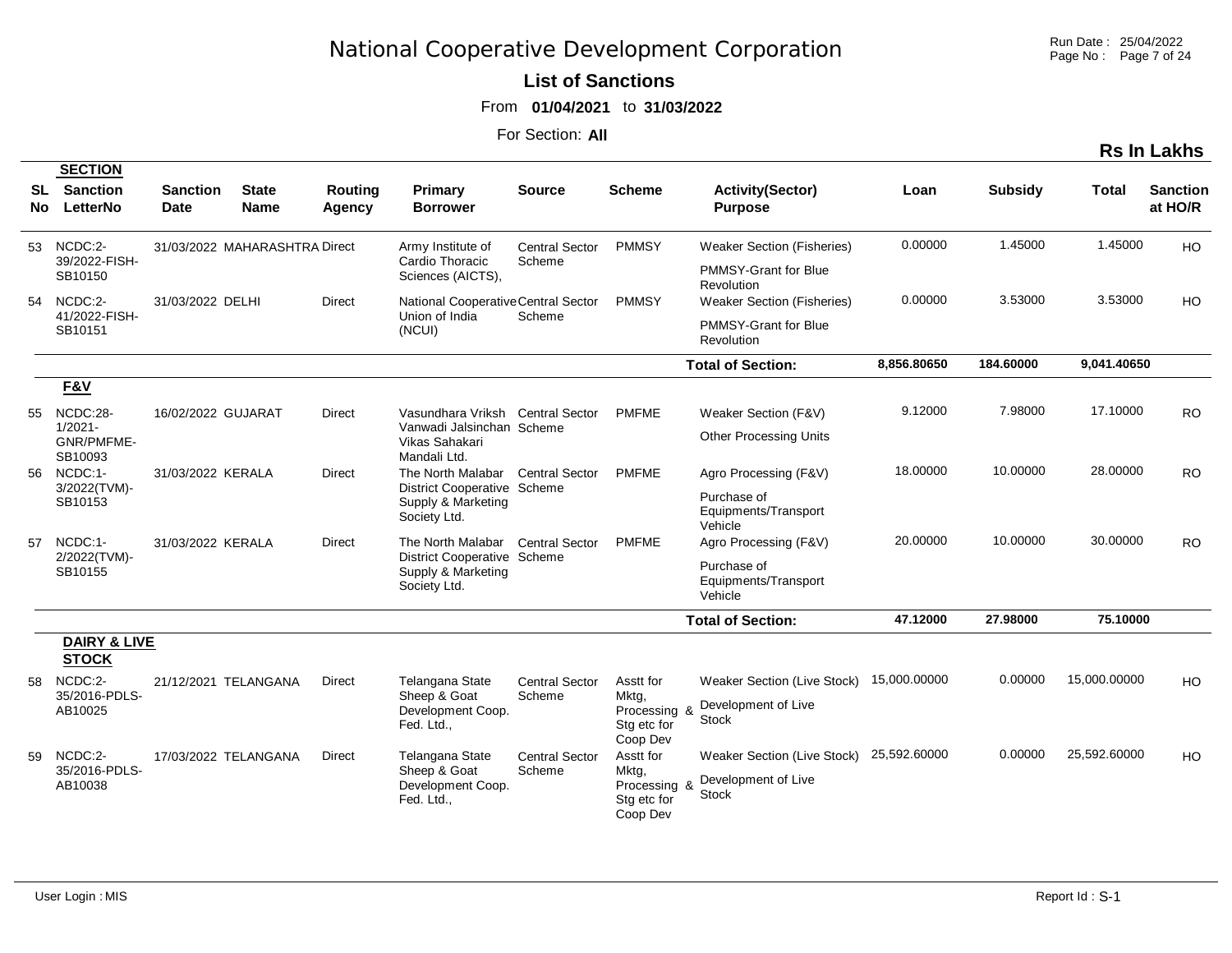# National Cooperative Development Corporation

**List of Sanctions**

From **01/04/2021** to **31/03/2022**

For Section: **All**

**Rs In Lakhs**

| SL No | SECTION Sanction LetterNo | Sanction Date | State Name | Routing Agency | Primary Borrower | Source | Scheme | Activity(Sector) Purpose | Loan | Subsidy | Total | Sanction at HO/R |
|---|---|---|---|---|---|---|---|---|---|---|---|---|
| 53 | NCDC:2-39/2022-FISH-SB10150 | 31/03/2022 | MAHARASHTRA | Direct | Army Institute of Cardio Thoracic Sciences (AICTS), | Central Sector Scheme | PMMSY | Weaker Section (Fisheries) PMMSY-Grant for Blue Revolution | 0.00000 | 1.45000 | 1.45000 | HO |
| 54 | NCDC:2-41/2022-FISH-SB10151 | 31/03/2022 | DELHI | Direct | National Cooperative Union of India (NCUI) | Central Sector Scheme | PMMSY | Weaker Section (Fisheries) PMMSY-Grant for Blue Revolution | 0.00000 | 3.53000 | 3.53000 | HO |
| | | | | | | | | **Total of Section:** | **8,856.80650** | **184.60000** | **9,041.40650** | |
| | **F&V** | | | | | | | | | | | |
| 55 | NCDC:28-1/2021-GNR/PMFME-SB10093 | 16/02/2022 | GUJARAT | Direct | Vasundhara Vriksh Vanwadi Jalsinchan Vikas Sahakari Mandali Ltd. | Central Sector Scheme | PMFME | Weaker Section (F&V) Other Processing Units | 9.12000 | 7.98000 | 17.10000 | RO |
| 56 | NCDC:1-3/2022(TVM)-SB10153 | 31/03/2022 | KERALA | Direct | The North Malabar District Cooperative Supply & Marketing Society Ltd. | Central Sector Scheme | PMFME | Agro Processing (F&V) Purchase of Equipments/Transport Vehicle | 18.00000 | 10.00000 | 28.00000 | RO |
| 57 | NCDC:1-2/2022(TVM)-SB10155 | 31/03/2022 | KERALA | Direct | The North Malabar District Cooperative Supply & Marketing Society Ltd. | Central Sector Scheme | PMFME | Agro Processing (F&V) Purchase of Equipments/Transport Vehicle | 20.00000 | 10.00000 | 30.00000 | RO |
| | | | | | | | | **Total of Section:** | **47.12000** | **27.98000** | **75.10000** | |
| | **DAIRY & LIVE STOCK** | | | | | | | | | | | |
| 58 | NCDC:2-35/2016-PDLS-AB10025 | 21/12/2021 | TELANGANA | Direct | Telangana State Sheep & Goat Development Coop. Fed. Ltd., | Central Sector Scheme | Asstt for Mktg, Processing & Stg etc for Coop Dev | Weaker Section (Live Stock) Development of Live Stock | 15,000.00000 | 0.00000 | 15,000.00000 | HO |
| 59 | NCDC:2-35/2016-PDLS-AB10038 | 17/03/2022 | TELANGANA | Direct | Telangana State Sheep & Goat Development Coop. Fed. Ltd., | Central Sector Scheme | Asstt for Mktg, Processing & Stg etc for Coop Dev | Weaker Section (Live Stock) Development of Live Stock | 25,592.60000 | 0.00000 | 25,592.60000 | HO |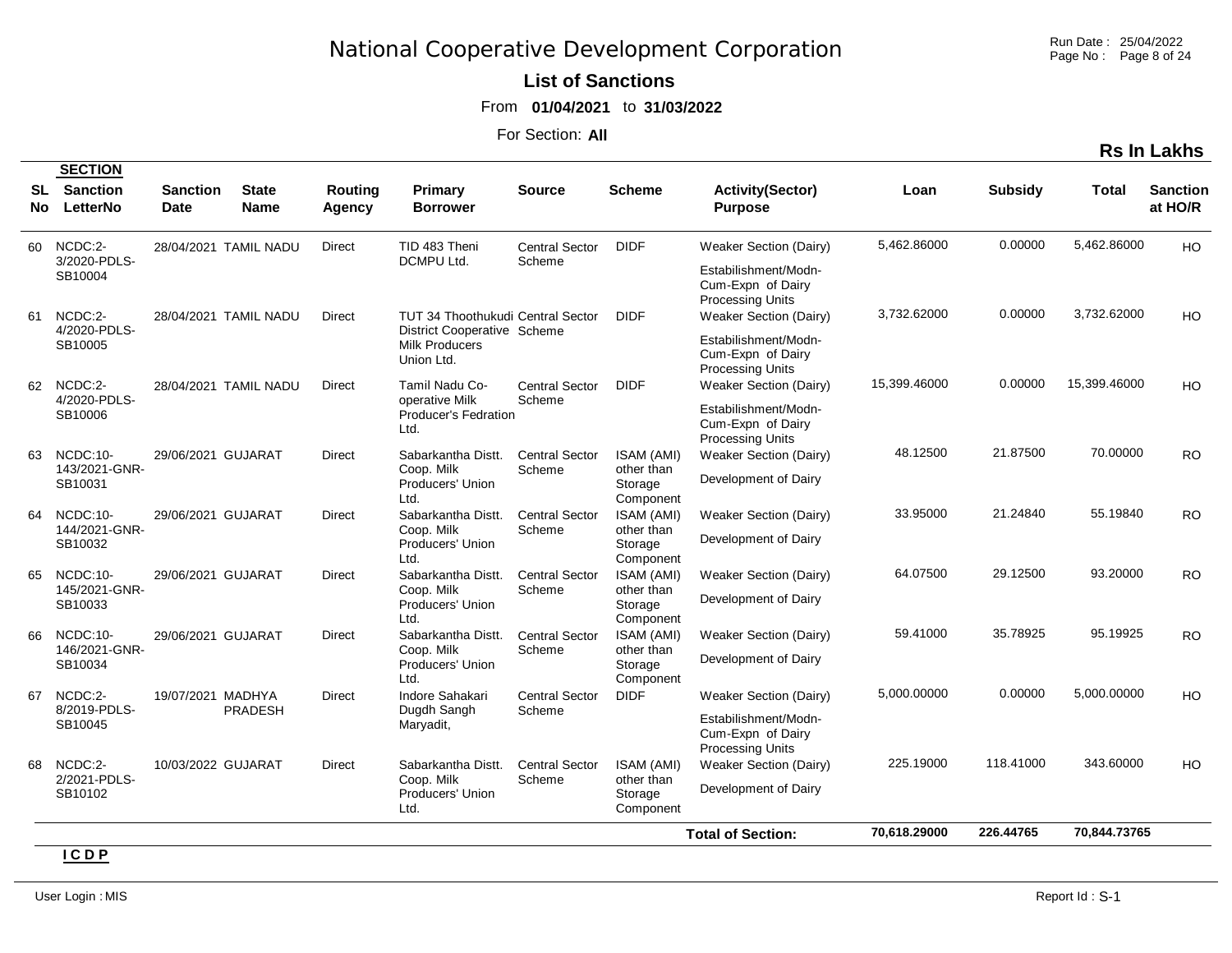# National Cooperative Development Corporation

**List of Sanctions**

From **01/04/2021** to **31/03/2022**

For Section: **All**

**Rs In Lakhs**

| SL No | SECTION Sanction LetterNo | Sanction Date | State Name | Routing Agency | Primary Borrower | Source | Scheme | Activity(Sector) Purpose | Loan | Subsidy | Total | Sanction at HO/R |
|---|---|---|---|---|---|---|---|---|---|---|---|---|
| 60 | NCDC:2-3/2020-PDLS-SB10004 | 28/04/2021 | TAMIL NADU | Direct | TID 483 Theni DCMPU Ltd. | Central Sector Scheme | DIDF | Weaker Section (Dairy) Estabilishment/Modn-Cum-Expn of Dairy Processing Units | 5,462.86000 | 0.00000 | 5,462.86000 | HO |
| 61 | NCDC:2-4/2020-PDLS-SB10005 | 28/04/2021 | TAMIL NADU | Direct | TUT 34 Thoothukudi District Cooperative Milk Producers Union Ltd. | Central Sector Scheme | DIDF | Weaker Section (Dairy) Estabilishment/Modn-Cum-Expn of Dairy Processing Units | 3,732.62000 | 0.00000 | 3,732.62000 | HO |
| 62 | NCDC:2-4/2020-PDLS-SB10006 | 28/04/2021 | TAMIL NADU | Direct | Tamil Nadu Co-operative Milk Producer's Fedration Ltd. | Central Sector Scheme | DIDF | Weaker Section (Dairy) Estabilishment/Modn-Cum-Expn of Dairy Processing Units | 15,399.46000 | 0.00000 | 15,399.46000 | HO |
| 63 | NCDC:10-143/2021-GNR-SB10031 | 29/06/2021 | GUJARAT | Direct | Sabarkantha Distt. Coop. Milk Producers' Union Ltd. | Central Sector Scheme | ISAM (AMI) other than Storage Component | Weaker Section (Dairy) Development of Dairy | 48.12500 | 21.87500 | 70.00000 | RO |
| 64 | NCDC:10-144/2021-GNR-SB10032 | 29/06/2021 | GUJARAT | Direct | Sabarkantha Distt. Coop. Milk Producers' Union Ltd. | Central Sector Scheme | ISAM (AMI) other than Storage Component | Weaker Section (Dairy) Development of Dairy | 33.95000 | 21.24840 | 55.19840 | RO |
| 65 | NCDC:10-145/2021-GNR-SB10033 | 29/06/2021 | GUJARAT | Direct | Sabarkantha Distt. Coop. Milk Producers' Union Ltd. | Central Sector Scheme | ISAM (AMI) other than Storage Component | Weaker Section (Dairy) Development of Dairy | 64.07500 | 29.12500 | 93.20000 | RO |
| 66 | NCDC:10-146/2021-GNR-SB10034 | 29/06/2021 | GUJARAT | Direct | Sabarkantha Distt. Coop. Milk Producers' Union Ltd. | Central Sector Scheme | ISAM (AMI) other than Storage Component | Weaker Section (Dairy) Development of Dairy | 59.41000 | 35.78925 | 95.19925 | RO |
| 67 | NCDC:2-8/2019-PDLS-SB10045 | 19/07/2021 | MADHYA PRADESH | Direct | Indore Sahakari Dugdh Sangh Maryadit, | Central Sector Scheme | DIDF | Weaker Section (Dairy) Estabilishment/Modn-Cum-Expn of Dairy Processing Units | 5,000.00000 | 0.00000 | 5,000.00000 | HO |
| 68 | NCDC:2-2/2021-PDLS-SB10102 | 10/03/2022 | GUJARAT | Direct | Sabarkantha Distt. Coop. Milk Producers' Union Ltd. | Central Sector Scheme | ISAM (AMI) other than Storage Component | Weaker Section (Dairy) Development of Dairy | 225.19000 | 118.41000 | 343.60000 | HO |
| | | | | | | | | **Total of Section:** | **70,618.29000** | **226.44765** | **70,844.73765** | |

**I C D P**

User Login : MIS

Report Id : S-1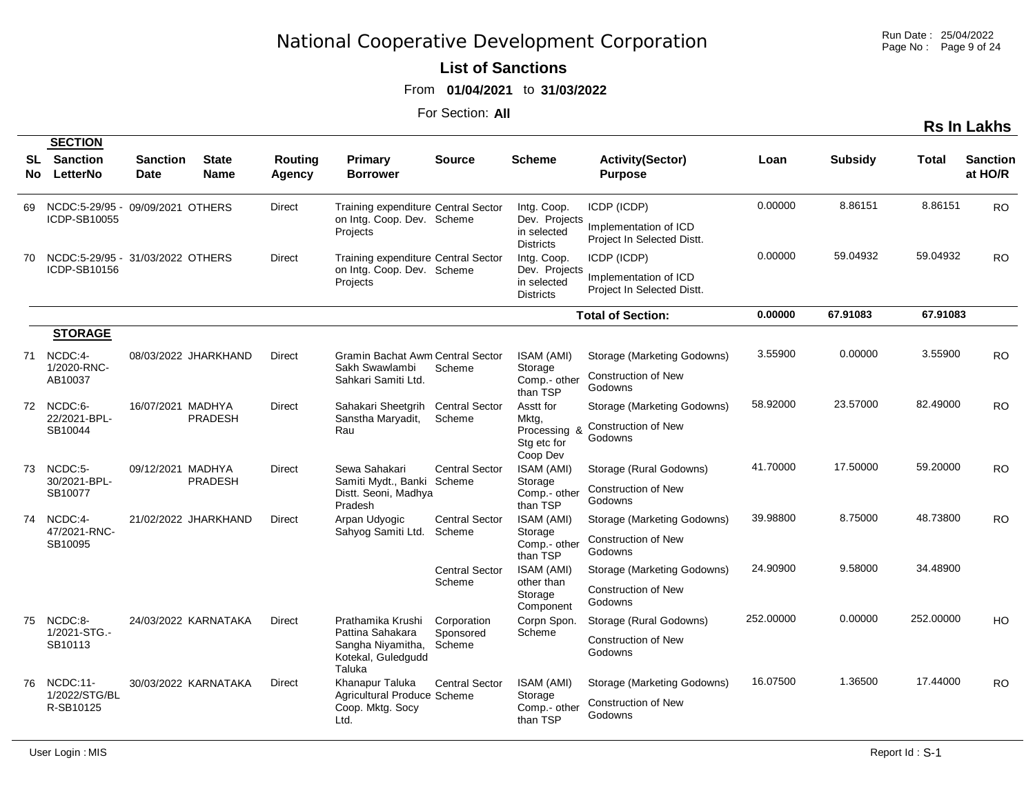# National Cooperative Development Corporation

**List of Sanctions**

From **01/04/2021** to **31/03/2022**

For Section: **All**

Run Date : 25/04/2022

**Rs In Lakhs**

| SL No | SECTION Sanction LetterNo | Sanction Date | State Name | Routing Agency | Primary Borrower | Source | Scheme | Activity(Sector) Purpose | Loan | Subsidy | Total | Sanction at HO/R |
|---|---|---|---|---|---|---|---|---|---|---|---|---|
| 69 | NCDC:5-29/95 - ICDP-SB10055 | 09/09/2021 | OTHERS | Direct | Training expenditure on Intg. Coop. Dev. Projects | Central Sector Scheme | Intg. Coop. Dev. Projects in selected Districts | ICDP (ICDP) Implementation of ICD Project In Selected Distt. | 0.00000 | 8.86151 | 8.86151 | RO |
| 70 | NCDC:5-29/95 - ICDP-SB10156 | 31/03/2022 | OTHERS | Direct | Training expenditure on Intg. Coop. Dev. Projects | Central Sector Scheme | Intg. Coop. Dev. Projects in selected Districts | ICDP (ICDP) Implementation of ICD Project In Selected Distt. | 0.00000 | 59.04932 | 59.04932 | RO |
| | | | | | | | | **Total of Section:** | **0.00000** | **67.91083** | **67.91083** | |
| | **STORAGE** | | | | | | | | | | | |
| 71 | NCDC:4-1/2020-RNC-AB10037 | 08/03/2022 | JHARKHAND | Direct | Gramin Bachat Awm Sakh Swawlambi Sahkari Samiti Ltd. | Central Sector Scheme | ISAM (AMI) Storage Comp.- other than TSP | Storage (Marketing Godowns) Construction of New Godowns | 3.55900 | 0.00000 | 3.55900 | RO |
| 72 | NCDC:6-22/2021-BPL-SB10044 | 16/07/2021 | MADHYA PRADESH | Direct | Sahakari Sheetgrih Sanstha Maryadit, Rau | Central Sector Scheme | Asstt for Mktg, Processing & Stg etc for Coop Dev | Storage (Marketing Godowns) Construction of New Godowns | 58.92000 | 23.57000 | 82.49000 | RO |
| 73 | NCDC:5-30/2021-BPL-SB10077 | 09/12/2021 | MADHYA PRADESH | Direct | Sewa Sahakari Samiti Mydt., Banki Distt. Seoni, Madhya Pradesh | Central Sector Scheme | ISAM (AMI) Storage Comp.- other than TSP | Storage (Rural Godowns) Construction of New Godowns | 41.70000 | 17.50000 | 59.20000 | RO |
| 74 | NCDC:4-47/2021-RNC-SB10095 | 21/02/2022 | JHARKHAND | Direct | Arpan Udyogic Sahyog Samiti Ltd. | Central Sector Scheme | ISAM (AMI) Storage Comp.- other than TSP | Storage (Marketing Godowns) Construction of New Godowns | 39.98800 | 8.75000 | 48.73800 | RO |
| | | | | | | Central Sector Scheme | ISAM (AMI) other than Storage Component | Storage (Marketing Godowns) Construction of New Godowns | 24.90900 | 9.58000 | 34.48900 | |
| 75 | NCDC:8-1/2021-STG.-SB10113 | 24/03/2022 | KARNATAKA | Direct | Prathamika Krushi Pattina Sahakara Sangha Niyamitha, Kotekal, Guledgudd Taluka | Corporation Sponsored Scheme | Corpn Spon. Scheme | Storage (Rural Godowns) Construction of New Godowns | 252.00000 | 0.00000 | 252.00000 | HO |
| 76 | NCDC:11-1/2022/STG/BLR-SB10125 | 30/03/2022 | KARNATAKA | Direct | Khanapur Taluka Agricultural Produce Coop. Mktg. Socy Ltd. | Central Sector Scheme | ISAM (AMI) Storage Comp.- other than TSP | Storage (Marketing Godowns) Construction of New Godowns | 16.07500 | 1.36500 | 17.44000 | RO |

User Login : MIS

Report Id : S-1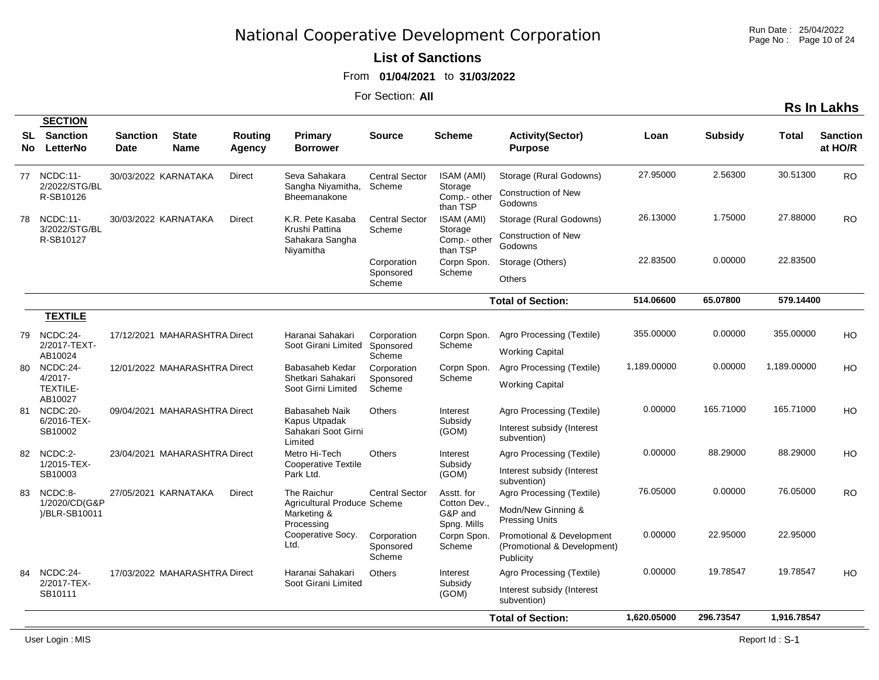# National Cooperative Development Corporation

**List of Sanctions**

From **01/04/2021** to **31/03/2022**

For Section: **All**

**Rs In Lakhs**

| SL No | SECTION Sanction LetterNo | Sanction Date | State Name | Routing Agency | Primary Borrower | Source | Scheme | Activity(Sector) Purpose | Loan | Subsidy | Total | Sanction at HO/R |
|---|---|---|---|---|---|---|---|---|---|---|---|---|
| 77 | NCDC:11-2/2022/STG/BLR-SB10126 | 30/03/2022 | KARNATAKA | Direct | Seva Sahakara Sangha Niyamitha, Bheemanakone | Central Sector Scheme | ISAM (AMI) Storage Comp.- other than TSP | Storage (Rural Godowns) Construction of New Godowns | 27.95000 | 2.56300 | 30.51300 | RO |
| 78 | NCDC:11-3/2022/STG/BLR-SB10127 | 30/03/2022 | KARNATAKA | Direct | K.R. Pete Kasaba Krushi Pattina Sahakara Sangha Niyamitha | Central Sector Scheme | ISAM (AMI) Storage Comp.- other than TSP | Storage (Rural Godowns) Construction of New Godowns | 26.13000 | 1.75000 | 27.88000 | RO |
| | | | | | | Corporation Sponsored Scheme | Corpn Spon. Scheme | Storage (Others) Others | 22.83500 | 0.00000 | 22.83500 | |
| | | | | | | | | **Total of Section:** | **514.06600** | **65.07800** | **579.14400** | |
| | **TEXTILE** | | | | | | | | | | | |
| 79 | NCDC:24-2/2017-TEXT-AB10024 | 17/12/2021 | MAHARASHTRA | Direct | Haranai Sahakari Soot Girani Limited | Corporation Sponsored Scheme | Corpn Spon. Scheme | Agro Processing (Textile) Working Capital | 355.00000 | 0.00000 | 355.00000 | HO |
| 80 | NCDC:24-4/2017-TEXTILE-AB10027 | 12/01/2022 | MAHARASHTRA | Direct | Babasaheb Kedar Shetkari Sahakari Soot Girni Limited | Corporation Sponsored Scheme | Corpn Spon. Scheme | Agro Processing (Textile) Working Capital | 1,189.00000 | 0.00000 | 1,189.00000 | HO |
| 81 | NCDC:20-6/2016-TEX-SB10002 | 09/04/2021 | MAHARASHTRA | Direct | Babasaheb Naik Kapus Utpadak Sahakari Soot Girni Limited | Others | Interest Subsidy (GOM) | Agro Processing (Textile) Interest subsidy (Interest subvention) | 0.00000 | 165.71000 | 165.71000 | HO |
| 82 | NCDC:2-1/2015-TEX-SB10003 | 23/04/2021 | MAHARASHTRA | Direct | Metro Hi-Tech Cooperative Textile Park Ltd. | Others | Interest Subsidy (GOM) | Agro Processing (Textile) Interest subsidy (Interest subvention) | 0.00000 | 88.29000 | 88.29000 | HO |
| 83 | NCDC:8-1/2020/CD(G&P)/BLR-SB10011 | 27/05/2021 | KARNATAKA | Direct | The Raichur Agricultural Produce Marketing & Processing Cooperative Socy. Ltd. | Central Sector Scheme | Asstt. for Cotton Dev., G&P and Spng. Mills | Agro Processing (Textile) Modn/New Ginning & Pressing Units | 76.05000 | 0.00000 | 76.05000 | RO |
| | | | | | | Corporation Sponsored Scheme | Corpn Spon. Scheme | Promotional & Development (Promotional & Development) Publicity | 0.00000 | 22.95000 | 22.95000 | |
| 84 | NCDC:24-2/2017-TEX-SB10111 | 17/03/2022 | MAHARASHTRA | Direct | Haranai Sahakari Soot Girani Limited | Others | Interest Subsidy (GOM) | Agro Processing (Textile) Interest subsidy (Interest subvention) | 0.00000 | 19.78547 | 19.78547 | HO |
| | | | | | | | | **Total of Section:** | **1,620.05000** | **296.73547** | **1,916.78547** | |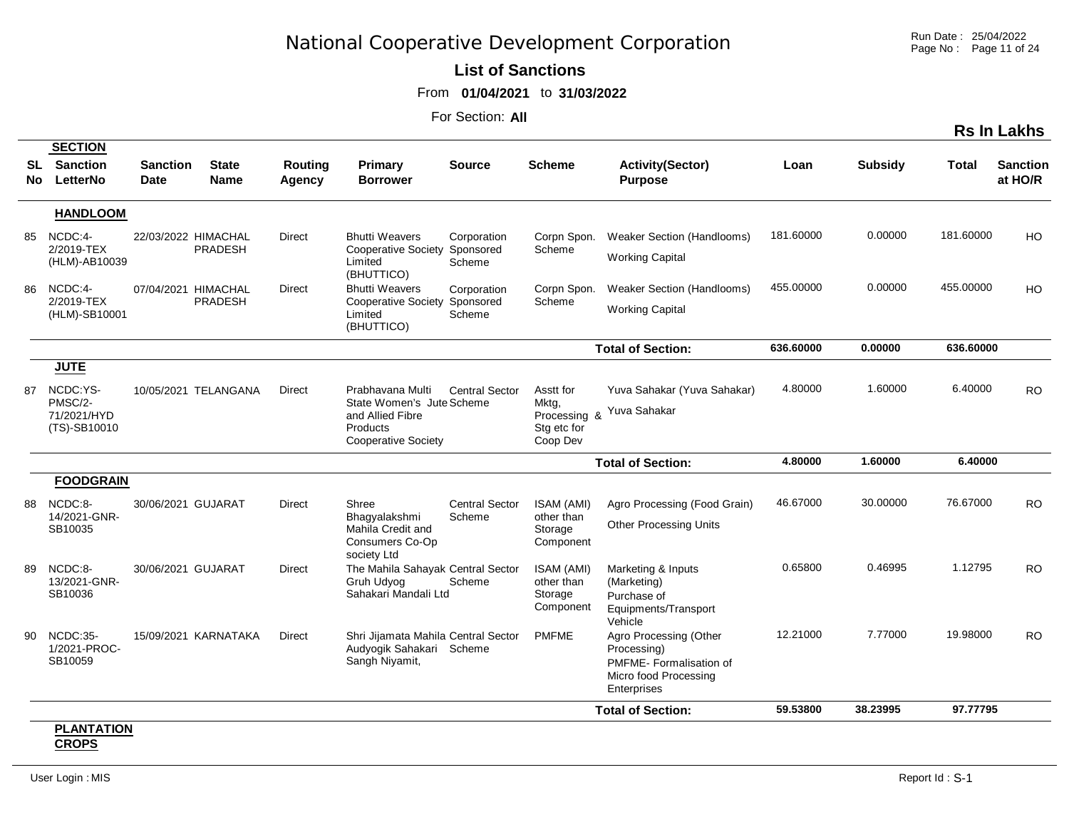# National Cooperative Development Corporation

**List of Sanctions**

From **01/04/2021** to **31/03/2022**

For Section: **All**

**Rs In Lakhs**

| SL No | SECTION Sanction LetterNo | Sanction Date | State Name | Routing Agency | Primary Borrower | Source | Scheme | Activity(Sector) Purpose | Loan | Subsidy | Total | Sanction at HO/R |
|---|---|---|---|---|---|---|---|---|---|---|---|---|
| | **HANDLOOM** | | | | | | | | | | | |
| 85 | NCDC:4-2/2019-TEX (HLM)-AB10039 | 22/03/2022 | HIMACHAL PRADESH | Direct | Bhutti Weavers Cooperative Society Limited (BHUTTICO) | Corporation Sponsored Scheme | Corpn Spon. Scheme | Weaker Section (Handlooms) Working Capital | 181.60000 | 0.00000 | 181.60000 | HO |
| 86 | NCDC:4-2/2019-TEX (HLM)-SB10001 | 07/04/2021 | HIMACHAL PRADESH | Direct | Bhutti Weavers Cooperative Society Limited (BHUTTICO) | Corporation Sponsored Scheme | Corpn Spon. Scheme | Weaker Section (Handlooms) Working Capital | 455.00000 | 0.00000 | 455.00000 | HO |
| | | | | | | | | **Total of Section:** | **636.60000** | **0.00000** | **636.60000** | |
| | **JUTE** | | | | | | | | | | | |
| 87 | NCDC:YS-PMSC/2-71/2021/HYD (TS)-SB10010 | 10/05/2021 | TELANGANA | Direct | Prabhavana Multi State Women's Jute and Allied Fibre Products Cooperative Society | Central Sector Scheme | Asstt for Mktg, Processing & Stg etc for Coop Dev | Yuva Sahakar (Yuva Sahakar) Yuva Sahakar | 4.80000 | 1.60000 | 6.40000 | RO |
| | | | | | | | | **Total of Section:** | **4.80000** | **1.60000** | **6.40000** | |
| | **FOODGRAIN** | | | | | | | | | | | |
| 88 | NCDC:8-14/2021-GNR-SB10035 | 30/06/2021 | GUJARAT | Direct | Shree Bhagyalakshmi Mahila Credit and Consumers Co-Op society Ltd | Central Sector Scheme | ISAM (AMI) other than Storage Component | Agro Processing (Food Grain) Other Processing Units | 46.67000 | 30.00000 | 76.67000 | RO |
| 89 | NCDC:8-13/2021-GNR-SB10036 | 30/06/2021 | GUJARAT | Direct | The Mahila Sahayak Gruh Udyog Sahakari Mandali Ltd | Central Sector Scheme | ISAM (AMI) other than Storage Component | Marketing & Inputs (Marketing) Purchase of Equipments/Transport Vehicle | 0.65800 | 0.46995 | 1.12795 | RO |
| 90 | NCDC:35-1/2021-PROC-SB10059 | 15/09/2021 | KARNATAKA | Direct | Shri Jijamata Mahila Audyogik Sahakari Sangh Niyamit, | Central Sector Scheme | PMFME | Agro Processing (Other Processing) PMFME- Formalisation of Micro food Processing Enterprises | 12.21000 | 7.77000 | 19.98000 | RO |
| | | | | | | | | **Total of Section:** | **59.53800** | **38.23995** | **97.77795** | |
| | **PLANTATION CROPS** | | | | | | | | | | | |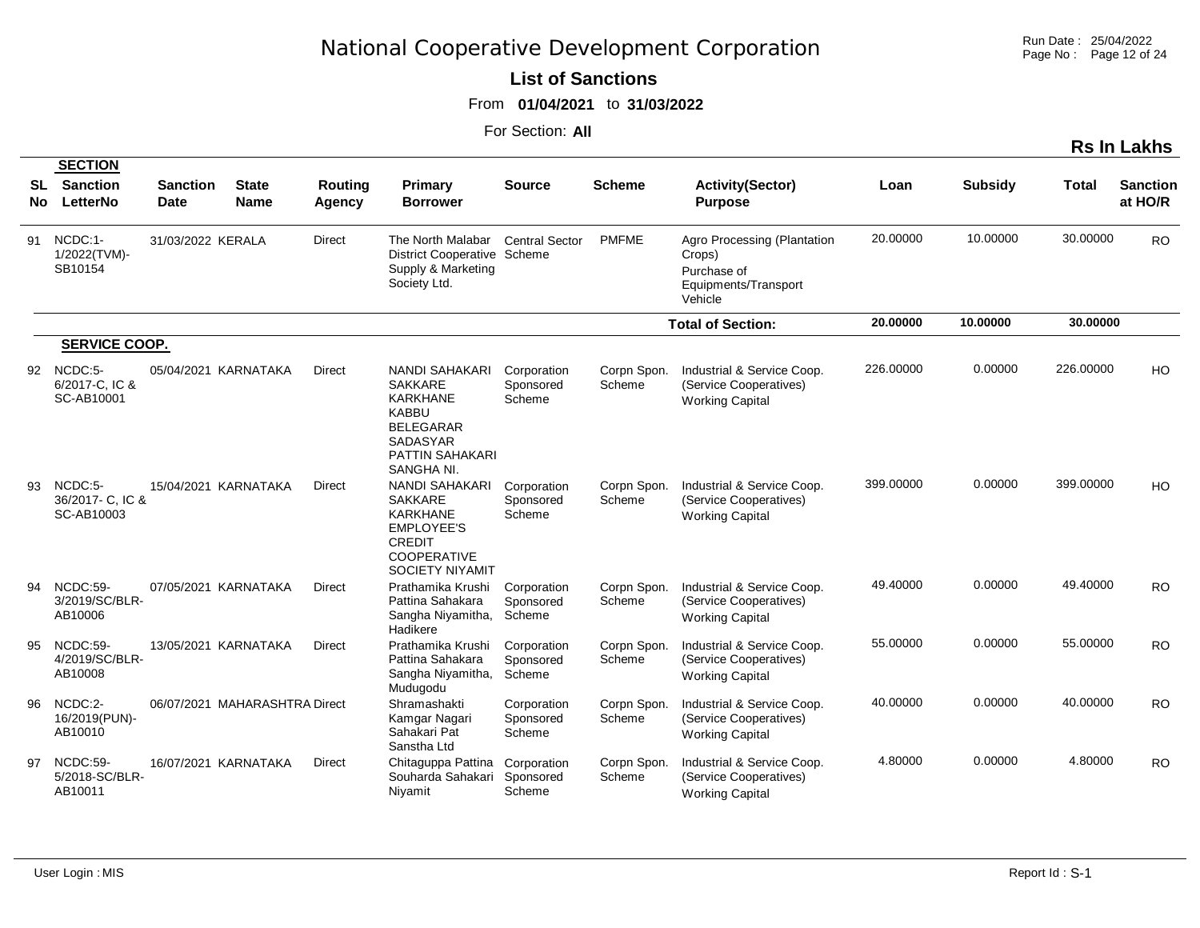# National Cooperative Development Corporation

**List of Sanctions**

From **01/04/2021** to **31/03/2022**

For Section: **All**

**Rs In Lakhs**

| SL No | SECTION Sanction LetterNo | Sanction Date | State Name | Routing Agency | Primary Borrower | Source | Scheme | Activity(Sector) Purpose | Loan | Subsidy | Total | Sanction at HO/R |
|---|---|---|---|---|---|---|---|---|---|---|---|---|
| 91 | NCDC:1-1/2022(TVM)-SB10154 | 31/03/2022 | KERALA | Direct | The North Malabar District Cooperative Supply & Marketing Society Ltd. | Central Sector Scheme | PMFME | Agro Processing (Plantation Crops) Purchase of Equipments/Transport Vehicle | 20.00000 | 10.00000 | 30.00000 | RO |
| | | | | | | | | **Total of Section:** | **20.00000** | **10.00000** | **30.00000** | |
| | **SERVICE COOP.** | | | | | | | | | | | |
| 92 | NCDC:5-6/2017-C, IC & SC-AB10001 | 05/04/2021 | KARNATAKA | Direct | NANDI SAHAKARI SAKKARE KARKHANE KABBU BELEGARAR SADASYAR PATTIN SAHAKARI SANGHA NI. | Corporation Sponsored Scheme | Corpn Spon. Scheme | Industrial & Service Coop. (Service Cooperatives) Working Capital | 226.00000 | 0.00000 | 226.00000 | HO |
| 93 | NCDC:5-36/2017- C, IC & SC-AB10003 | 15/04/2021 | KARNATAKA | Direct | NANDI SAHAKARI SAKKARE KARKHANE EMPLOYEE'S CREDIT COOPERATIVE SOCIETY NIYAMIT | Corporation Sponsored Scheme | Corpn Spon. Scheme | Industrial & Service Coop. (Service Cooperatives) Working Capital | 399.00000 | 0.00000 | 399.00000 | HO |
| 94 | NCDC:59-3/2019/SC/BLR-AB10006 | 07/05/2021 | KARNATAKA | Direct | Prathamika Krushi Pattina Sahakara Sangha Niyamitha, Hadikere | Corporation Sponsored Scheme | Corpn Spon. Scheme | Industrial & Service Coop. (Service Cooperatives) Working Capital | 49.40000 | 0.00000 | 49.40000 | RO |
| 95 | NCDC:59-4/2019/SC/BLR-AB10008 | 13/05/2021 | KARNATAKA | Direct | Prathamika Krushi Pattina Sahakara Sangha Niyamitha, Mudugodu | Corporation Sponsored Scheme | Corpn Spon. Scheme | Industrial & Service Coop. (Service Cooperatives) Working Capital | 55.00000 | 0.00000 | 55.00000 | RO |
| 96 | NCDC:2-16/2019(PUN)-AB10010 | 06/07/2021 | MAHARASHTRA | Direct | Shramashakti Kamgar Nagari Sahakari Pat Sanstha Ltd | Corporation Sponsored Scheme | Corpn Spon. Scheme | Industrial & Service Coop. (Service Cooperatives) Working Capital | 40.00000 | 0.00000 | 40.00000 | RO |
| 97 | NCDC:59-5/2018-SC/BLR-AB10011 | 16/07/2021 | KARNATAKA | Direct | Chitaguppa Pattina Souharda Sahakari Niyamit | Corporation Sponsored Scheme | Corpn Spon. Scheme | Industrial & Service Coop. (Service Cooperatives) Working Capital | 4.80000 | 0.00000 | 4.80000 | RO |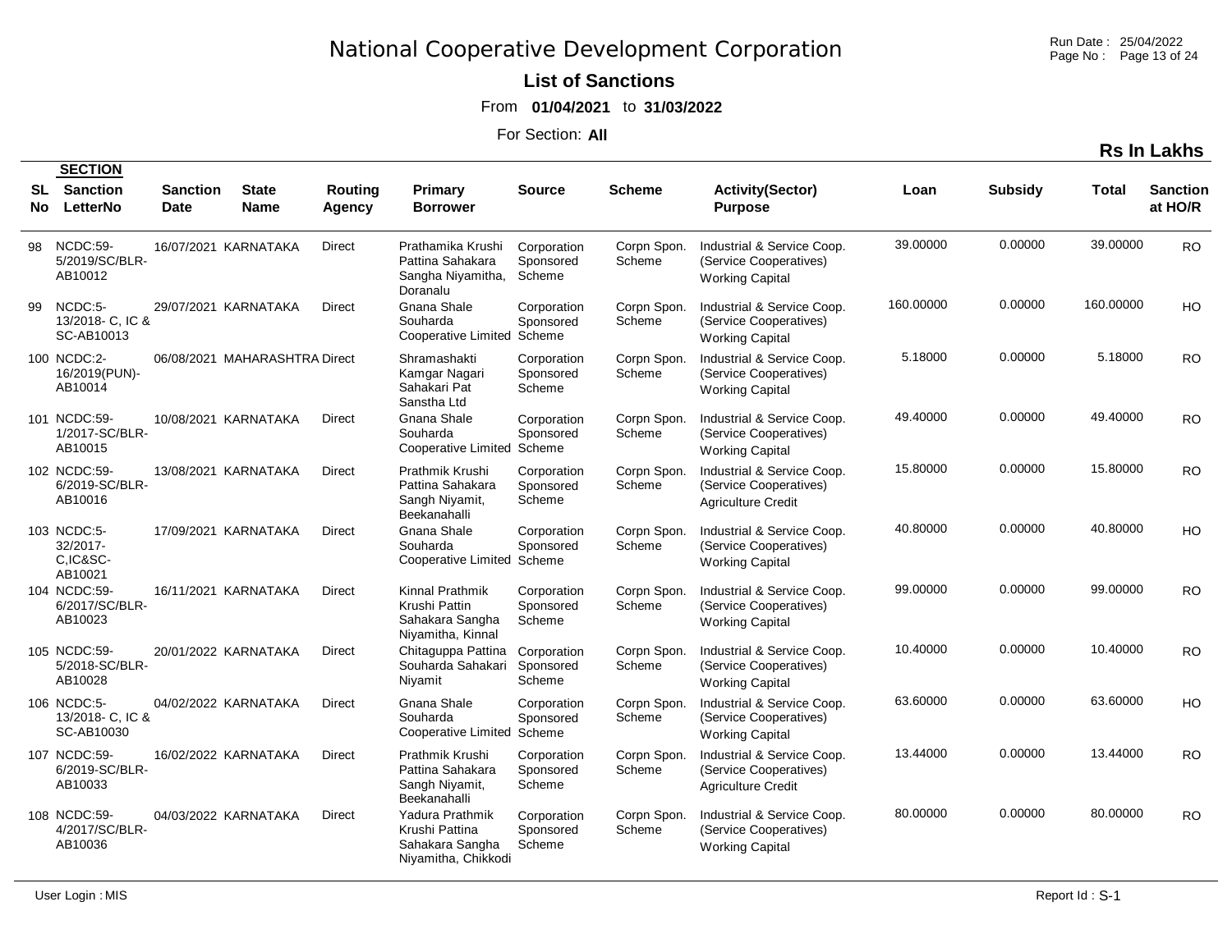# National Cooperative Development Corporation

**List of Sanctions**

From **01/04/2021** to **31/03/2022**

For Section: **All**

**Rs In Lakhs**

| SL No | SECTION Sanction LetterNo | Sanction Date | State Name | Routing Agency | Primary Borrower | Source | Scheme | Activity(Sector) Purpose | Loan | Subsidy | Total | Sanction at HO/R |
|---|---|---|---|---|---|---|---|---|---|---|---|---|
| 98 | NCDC:59-5/2019/SC/BLR-AB10012 | 16/07/2021 | KARNATAKA | Direct | Prathamika Krushi Pattina Sahakara Sangha Niyamitha, Doranalu | Corporation Sponsored Scheme | Corpn Spon. Scheme | Industrial & Service Coop. (Service Cooperatives) Working Capital | 39.00000 | 0.00000 | 39.00000 | RO |
| 99 | NCDC:5-13/2018- C, IC & SC-AB10013 | 29/07/2021 | KARNATAKA | Direct | Gnana Shale Souharda Cooperative Limited | Corporation Sponsored Scheme | Corpn Spon. Scheme | Industrial & Service Coop. (Service Cooperatives) Working Capital | 160.00000 | 0.00000 | 160.00000 | HO |
| 100 | NCDC:2-16/2019(PUN)-AB10014 | 06/08/2021 | MAHARASHTRA | Direct | Shramashakti Kamgar Nagari Sahakari Pat Sanstha Ltd | Corporation Sponsored Scheme | Corpn Spon. Scheme | Industrial & Service Coop. (Service Cooperatives) Working Capital | 5.18000 | 0.00000 | 5.18000 | RO |
| 101 | NCDC:59-1/2017-SC/BLR-AB10015 | 10/08/2021 | KARNATAKA | Direct | Gnana Shale Souharda Cooperative Limited | Corporation Sponsored Scheme | Corpn Spon. Scheme | Industrial & Service Coop. (Service Cooperatives) Working Capital | 49.40000 | 0.00000 | 49.40000 | RO |
| 102 | NCDC:59-6/2019-SC/BLR-AB10016 | 13/08/2021 | KARNATAKA | Direct | Prathmik Krushi Pattina Sahakara Sangh Niyamit, Beekanahalli | Corporation Sponsored Scheme | Corpn Spon. Scheme | Industrial & Service Coop. (Service Cooperatives) Agriculture Credit | 15.80000 | 0.00000 | 15.80000 | RO |
| 103 | NCDC:5-32/2017-C,IC&SC-AB10021 | 17/09/2021 | KARNATAKA | Direct | Gnana Shale Souharda Cooperative Limited | Corporation Sponsored Scheme | Corpn Spon. Scheme | Industrial & Service Coop. (Service Cooperatives) Working Capital | 40.80000 | 0.00000 | 40.80000 | HO |
| 104 | NCDC:59-6/2017/SC/BLR-AB10023 | 16/11/2021 | KARNATAKA | Direct | Kinnal Prathmik Krushi Pattin Sahakara Sangha Niyamitha, Kinnal | Corporation Sponsored Scheme | Corpn Spon. Scheme | Industrial & Service Coop. (Service Cooperatives) Working Capital | 99.00000 | 0.00000 | 99.00000 | RO |
| 105 | NCDC:59-5/2018-SC/BLR-AB10028 | 20/01/2022 | KARNATAKA | Direct | Chitaguppa Pattina Souharda Sahakari Niyamit | Corporation Sponsored Scheme | Corpn Spon. Scheme | Industrial & Service Coop. (Service Cooperatives) Working Capital | 10.40000 | 0.00000 | 10.40000 | RO |
| 106 | NCDC:5-13/2018- C, IC & SC-AB10030 | 04/02/2022 | KARNATAKA | Direct | Gnana Shale Souharda Cooperative Limited | Corporation Sponsored Scheme | Corpn Spon. Scheme | Industrial & Service Coop. (Service Cooperatives) Working Capital | 63.60000 | 0.00000 | 63.60000 | HO |
| 107 | NCDC:59-6/2019-SC/BLR-AB10033 | 16/02/2022 | KARNATAKA | Direct | Prathmik Krushi Pattina Sahakara Sangh Niyamit, Beekanahalli | Corporation Sponsored Scheme | Corpn Spon. Scheme | Industrial & Service Coop. (Service Cooperatives) Agriculture Credit | 13.44000 | 0.00000 | 13.44000 | RO |
| 108 | NCDC:59-4/2017/SC/BLR-AB10036 | 04/03/2022 | KARNATAKA | Direct | Yadura Prathmik Krushi Pattina Sahakara Sangha Niyamitha, Chikkodi | Corporation Sponsored Scheme | Corpn Spon. Scheme | Industrial & Service Coop. (Service Cooperatives) Working Capital | 80.00000 | 0.00000 | 80.00000 | RO |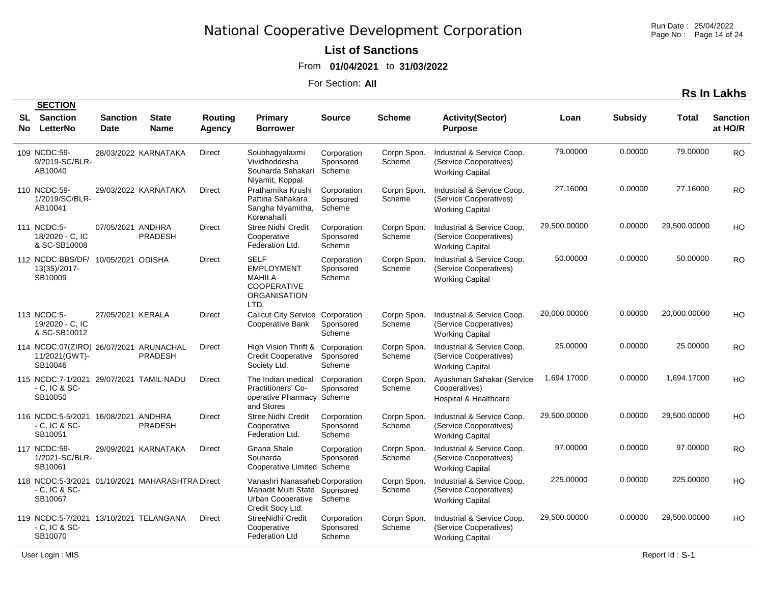# National Cooperative Development Corporation

**List of Sanctions**

From **01/04/2021** to **31/03/2022**

For Section: **All**

**Rs In Lakhs**

| SL No | SECTION Sanction LetterNo | Sanction Date | State Name | Routing Agency | Primary Borrower | Source | Scheme | Activity(Sector) Purpose | Loan | Subsidy | Total | Sanction at HO/R |
|---|---|---|---|---|---|---|---|---|---|---|---|---|
| 109 | NCDC:59-9/2019-SC/BLR-AB10040 | 28/03/2022 | KARNATAKA | Direct | Soubhagyalaxmi Vividhoddesha Souharda Sahakari Niyamit, Koppal | Corporation Sponsored Scheme | Corpn Spon. Scheme | Industrial & Service Coop. (Service Cooperatives) Working Capital | 79.00000 | 0.00000 | 79.00000 | RO |
| 110 | NCDC:59-1/2019/SC/BLR-AB10041 | 29/03/2022 | KARNATAKA | Direct | Prathamika Krushi Pattina Sahakara Sangha Niyamitha, Koranahalli | Corporation Sponsored Scheme | Corpn Spon. Scheme | Industrial & Service Coop. (Service Cooperatives) Working Capital | 27.16000 | 0.00000 | 27.16000 | RO |
| 111 | NCDC:5-18/2020 - C, IC & SC-SB10008 | 07/05/2021 | ANDHRA PRADESH | Direct | Stree Nidhi Credit Cooperative Federation Ltd. | Corporation Sponsored Scheme | Corpn Spon. Scheme | Industrial & Service Coop. (Service Cooperatives) Working Capital | 29,500.00000 | 0.00000 | 29,500.00000 | HO |
| 112 | NCDC:BBS/DF/13(35)/2017-SB10009 | 10/05/2021 | ODISHA | Direct | SELF EMPLOYMENT MAHILA COOPERATIVE ORGANISATION LTD. | Corporation Sponsored Scheme | Corpn Spon. Scheme | Industrial & Service Coop. (Service Cooperatives) Working Capital | 50.00000 | 0.00000 | 50.00000 | RO |
| 113 | NCDC:5-19/2020 - C, IC & SC-SB10012 | 27/05/2021 | KERALA | Direct | Calicut City Service Cooperative Bank | Corporation Sponsored Scheme | Corpn Spon. Scheme | Industrial & Service Coop. (Service Cooperatives) Working Capital | 20,000.00000 | 0.00000 | 20,000.00000 | HO |
| 114 | NCDC:07(ZIRO)11/2021(GWT)-SB10046 | 26/07/2021 | ARUNACHAL PRADESH | Direct | High Vision Thrift & Credit Cooperative Society Ltd. | Corporation Sponsored Scheme | Corpn Spon. Scheme | Industrial & Service Coop. (Service Cooperatives) Working Capital | 25.00000 | 0.00000 | 25.00000 | RO |
| 115 | NCDC:7-1/2021 - C, IC & SC-SB10050 | 29/07/2021 | TAMIL NADU | Direct | The Indian medical Practitioners' Co-operative Pharmacy and Stores | Corporation Sponsored Scheme | Corpn Spon. Scheme | Ayushman Sahakar (Service Cooperatives) Hospital & Healthcare | 1,694.17000 | 0.00000 | 1,694.17000 | HO |
| 116 | NCDC:5-5/2021 - C, IC & SC-SB10051 | 16/08/2021 | ANDHRA PRADESH | Direct | Stree Nidhi Credit Cooperative Federation Ltd. | Corporation Sponsored Scheme | Corpn Spon. Scheme | Industrial & Service Coop. (Service Cooperatives) Working Capital | 29,500.00000 | 0.00000 | 29,500.00000 | HO |
| 117 | NCDC:59-1/2021-SC/BLR-SB10061 | 29/09/2021 | KARNATAKA | Direct | Gnana Shale Souharda Cooperative Limited | Corporation Sponsored Scheme | Corpn Spon. Scheme | Industrial & Service Coop. (Service Cooperatives) Working Capital | 97.00000 | 0.00000 | 97.00000 | RO |
| 118 | NCDC:5-3/2021 - C, IC & SC-SB10067 | 01/10/2021 | MAHARASHTRA | Direct | Vanashri Nanasaheb Mahadit Multi State Urban Cooperative Credit Socy Ltd. | Corporation Sponsored Scheme | Corpn Spon. Scheme | Industrial & Service Coop. (Service Cooperatives) Working Capital | 225.00000 | 0.00000 | 225.00000 | HO |
| 119 | NCDC:5-7/2021 - C, IC & SC-SB10070 | 13/10/2021 | TELANGANA | Direct | StreeNidhi Credit Cooperative Federation Ltd | Corporation Sponsored Scheme | Corpn Spon. Scheme | Industrial & Service Coop. (Service Cooperatives) Working Capital | 29,500.00000 | 0.00000 | 29,500.00000 | HO |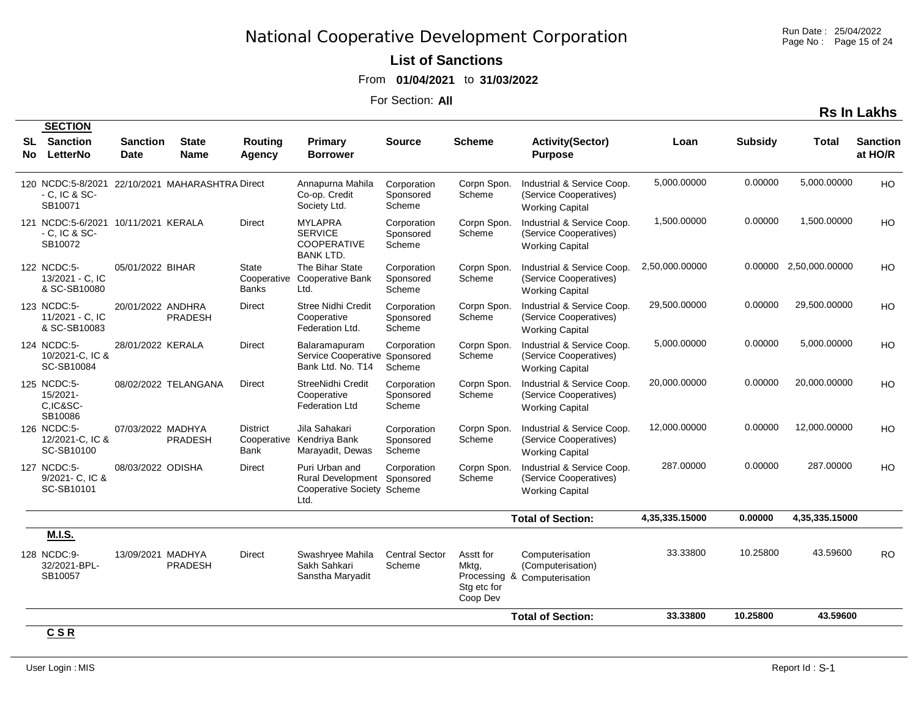# National Cooperative Development Corporation

**List of Sanctions**

From **01/04/2021** to **31/03/2022**

For Section: **All**

**Rs In Lakhs**

| SL No | Sanction LetterNo | Sanction Date | State Name | Routing Agency | Primary Borrower | Source | Scheme | Activity(Sector) Purpose | Loan | Subsidy | Total | Sanction at HO/R |
|---|---|---|---|---|---|---|---|---|---|---|---|---|
| 120 | NCDC:5-8/2021 - C, IC & SC-SB10071 | 22/10/2021 | MAHARASHTRA | Direct | Annapurna Mahila Co-op. Credit Society Ltd. | Corporation Sponsored Scheme | Corpn Spon. Scheme | Industrial & Service Coop. (Service Cooperatives) Working Capital | 5,000.00000 | 0.00000 | 5,000.00000 | HO |
| 121 | NCDC:5-6/2021 - C, IC & SC-SB10072 | 10/11/2021 | KERALA | Direct | MYLAPRA SERVICE COOPERATIVE BANK LTD. | Corporation Sponsored Scheme | Corpn Spon. Scheme | Industrial & Service Coop. (Service Cooperatives) Working Capital | 1,500.00000 | 0.00000 | 1,500.00000 | HO |
| 122 | NCDC:5-13/2021 - C, IC & SC-SB10080 | 05/01/2022 | BIHAR | State Cooperative Banks | The Bihar State Cooperative Bank Ltd. | Corporation Sponsored Scheme | Corpn Spon. Scheme | Industrial & Service Coop. (Service Cooperatives) Working Capital | 2,50,000.00000 | 0.00000 | 2,50,000.00000 | HO |
| 123 | NCDC:5-11/2021 - C, IC & SC-SB10083 | 20/01/2022 | ANDHRA PRADESH | Direct | Stree Nidhi Credit Cooperative Federation Ltd. | Corporation Sponsored Scheme | Corpn Spon. Scheme | Industrial & Service Coop. (Service Cooperatives) Working Capital | 29,500.00000 | 0.00000 | 29,500.00000 | HO |
| 124 | NCDC:5-10/2021-C, IC & SC-SB10084 | 28/01/2022 | KERALA | Direct | Balaramapuram Service Cooperative Bank Ltd. No. T14 | Corporation Sponsored Scheme | Corpn Spon. Scheme | Industrial & Service Coop. (Service Cooperatives) Working Capital | 5,000.00000 | 0.00000 | 5,000.00000 | HO |
| 125 | NCDC:5-15/2021-C,IC&SC-SB10086 | 08/02/2022 | TELANGANA | Direct | StreeNidhi Credit Cooperative Federation Ltd | Corporation Sponsored Scheme | Corpn Spon. Scheme | Industrial & Service Coop. (Service Cooperatives) Working Capital | 20,000.00000 | 0.00000 | 20,000.00000 | HO |
| 126 | NCDC:5-12/2021-C, IC & SC-SB10100 | 07/03/2022 | MADHYA PRADESH | District Cooperative Bank | Jila Sahakari Kendriya Bank Marayadit, Dewas | Corporation Sponsored Scheme | Corpn Spon. Scheme | Industrial & Service Coop. (Service Cooperatives) Working Capital | 12,000.00000 | 0.00000 | 12,000.00000 | HO |
| 127 | NCDC:5-9/2021- C, IC & SC-SB10101 | 08/03/2022 | ODISHA | Direct | Puri Urban and Rural Development Cooperative Society Ltd. | Corporation Sponsored Scheme | Corpn Spon. Scheme | Industrial & Service Coop. (Service Cooperatives) Working Capital | 287.00000 | 0.00000 | 287.00000 | HO |
| | | | | | | | | **Total of Section:** | **4,35,335.15000** | **0.00000** | **4,35,335.15000** | |

**M.I.S.**

| SL No | Sanction LetterNo | Sanction Date | State Name | Routing Agency | Primary Borrower | Source | Scheme | Activity(Sector) Purpose | Loan | Subsidy | Total | Sanction at HO/R |
|---|---|---|---|---|---|---|---|---|---|---|---|---|
| 128 | NCDC:9-32/2021-BPL-SB10057 | 13/09/2021 | MADHYA PRADESH | Direct | Swashryee Mahila Sakh Sahkari Sanstha Maryadit | Central Sector Scheme | Asstt for Mktg, Processing & Stg etc for Coop Dev | Computerisation (Computerisation) Computerisation | 33.33800 | 10.25800 | 43.59600 | RO |
| | | | | | | | | **Total of Section:** | **33.33800** | **10.25800** | **43.59600** | |

**C S R**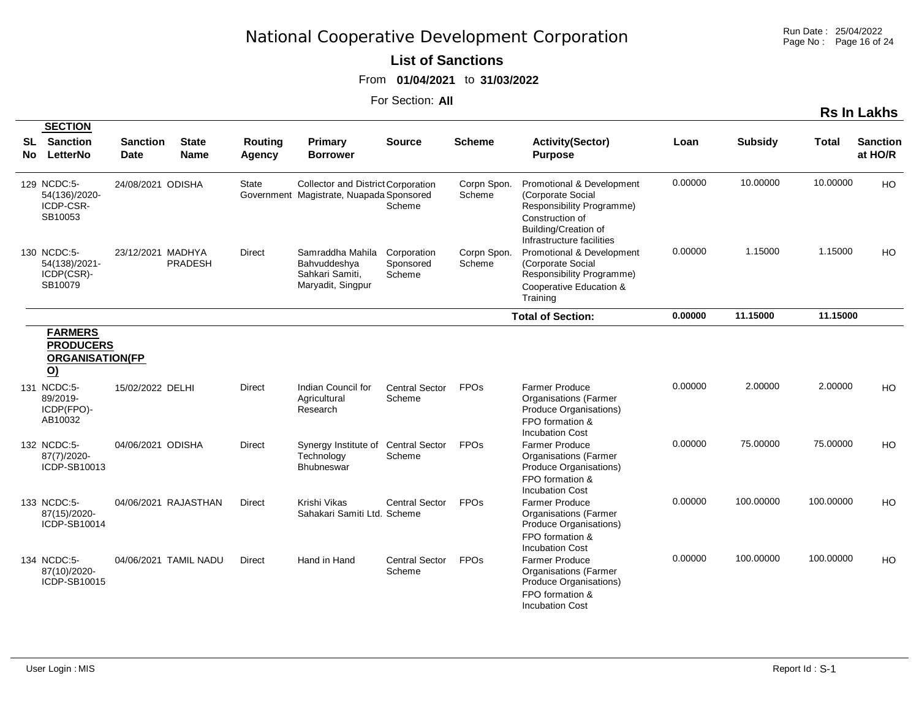# National Cooperative Development Corporation

**List of Sanctions**

From **01/04/2021** to **31/03/2022**

For Section: **All**

**Rs In Lakhs**

| SL No | SECTION Sanction LetterNo | Sanction Date | State Name | Routing Agency | Primary Borrower | Source | Scheme | Activity(Sector) Purpose | Loan | Subsidy | Total | Sanction at HO/R |
|---|---|---|---|---|---|---|---|---|---|---|---|---|
| 129 | NCDC:5-54(136)/2020-ICDP-CSR-SB10053 | 24/08/2021 | ODISHA | State Government | Collector and District Magistrate, Nuapada | Corporation Sponsored Scheme | Corpn Spon. Scheme | Promotional & Development (Corporate Social Responsibility Programme) Construction of Building/Creation of Infrastructure facilities | 0.00000 | 10.00000 | 10.00000 | HO |
| 130 | NCDC:5-54(138)/2021-ICDP(CSR)-SB10079 | 23/12/2021 | MADHYA PRADESH | Direct | Samraddha Mahila Bahvuddeshya Sahkari Samiti, Maryadit, Singpur | Corporation Sponsored Scheme | Corpn Spon. Scheme | Promotional & Development (Corporate Social Responsibility Programme) Cooperative Education & Training | 0.00000 | 1.15000 | 1.15000 | HO |
| | | | | | | | | **Total of Section:** | **0.00000** | **11.15000** | **11.15000** | |
| | **FARMERS PRODUCERS ORGANISATION(FPO)** | | | | | | | | | | | |
| 131 | NCDC:5-89/2019-ICDP(FPO)-AB10032 | 15/02/2022 | DELHI | Direct | Indian Council for Agricultural Research | Central Sector Scheme | FPOs | Farmer Produce Organisations (Farmer Produce Organisations) FPO formation & Incubation Cost | 0.00000 | 2.00000 | 2.00000 | HO |
| 132 | NCDC:5-87(7)/2020-ICDP-SB10013 | 04/06/2021 | ODISHA | Direct | Synergy Institute of Technology Bhubneswar | Central Sector Scheme | FPOs | Farmer Produce Organisations (Farmer Produce Organisations) FPO formation & Incubation Cost | 0.00000 | 75.00000 | 75.00000 | HO |
| 133 | NCDC:5-87(15)/2020-ICDP-SB10014 | 04/06/2021 | RAJASTHAN | Direct | Krishi Vikas Sahakari Samiti Ltd. | Central Sector Scheme | FPOs | Farmer Produce Organisations (Farmer Produce Organisations) FPO formation & Incubation Cost | 0.00000 | 100.00000 | 100.00000 | HO |
| 134 | NCDC:5-87(10)/2020-ICDP-SB10015 | 04/06/2021 | TAMIL NADU | Direct | Hand in Hand | Central Sector Scheme | FPOs | Farmer Produce Organisations (Farmer Produce Organisations) FPO formation & Incubation Cost | 0.00000 | 100.00000 | 100.00000 | HO |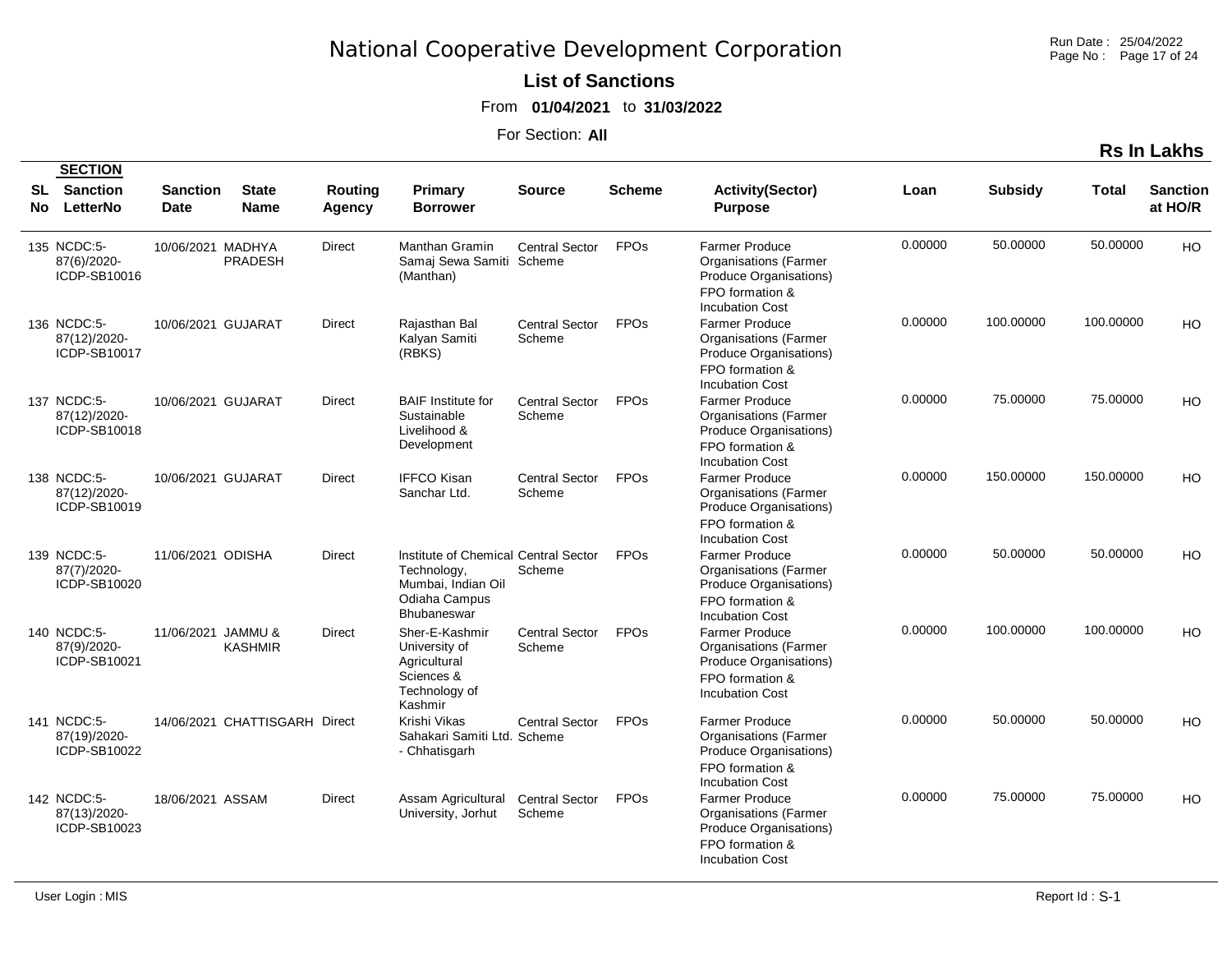# National Cooperative Development Corporation

**List of Sanctions**

From **01/04/2021** to **31/03/2022**

For Section: **All**

**Rs In Lakhs**

| SL No | SECTION Sanction LetterNo | Sanction Date | State Name | Routing Agency | Primary Borrower | Source | Scheme | Activity(Sector) Purpose | Loan | Subsidy | Total | Sanction at HO/R |
|---|---|---|---|---|---|---|---|---|---|---|---|---|
| 135 | NCDC:5-87(6)/2020-ICDP-SB10016 | 10/06/2021 | MADHYA PRADESH | Direct | Manthan Gramin Samaj Sewa Samiti (Manthan) | Central Sector Scheme | FPOs | Farmer Produce Organisations (Farmer Produce Organisations) FPO formation & Incubation Cost | 0.00000 | 50.00000 | 50.00000 | HO |
| 136 | NCDC:5-87(12)/2020-ICDP-SB10017 | 10/06/2021 | GUJARAT | Direct | Rajasthan Bal Kalyan Samiti (RBKS) | Central Sector Scheme | FPOs | Farmer Produce Organisations (Farmer Produce Organisations) FPO formation & Incubation Cost | 0.00000 | 100.00000 | 100.00000 | HO |
| 137 | NCDC:5-87(12)/2020-ICDP-SB10018 | 10/06/2021 | GUJARAT | Direct | BAIF Institute for Sustainable Livelihood & Development | Central Sector Scheme | FPOs | Farmer Produce Organisations (Farmer Produce Organisations) FPO formation & Incubation Cost | 0.00000 | 75.00000 | 75.00000 | HO |
| 138 | NCDC:5-87(12)/2020-ICDP-SB10019 | 10/06/2021 | GUJARAT | Direct | IFFCO Kisan Sanchar Ltd. | Central Sector Scheme | FPOs | Farmer Produce Organisations (Farmer Produce Organisations) FPO formation & Incubation Cost | 0.00000 | 150.00000 | 150.00000 | HO |
| 139 | NCDC:5-87(7)/2020-ICDP-SB10020 | 11/06/2021 | ODISHA | Direct | Institute of Chemical Technology, Mumbai, Indian Oil Odiaha Campus Bhubaneswar | Central Sector Scheme | FPOs | Farmer Produce Organisations (Farmer Produce Organisations) FPO formation & Incubation Cost | 0.00000 | 50.00000 | 50.00000 | HO |
| 140 | NCDC:5-87(9)/2020-ICDP-SB10021 | 11/06/2021 | JAMMU & KASHMIR | Direct | Sher-E-Kashmir University of Agricultural Sciences & Technology of Kashmir | Central Sector Scheme | FPOs | Farmer Produce Organisations (Farmer Produce Organisations) FPO formation & Incubation Cost | 0.00000 | 100.00000 | 100.00000 | HO |
| 141 | NCDC:5-87(19)/2020-ICDP-SB10022 | 14/06/2021 | CHATTISGARH | Direct | Krishi Vikas Sahakari Samiti Ltd. - Chhatisgarh | Central Sector Scheme | FPOs | Farmer Produce Organisations (Farmer Produce Organisations) FPO formation & Incubation Cost | 0.00000 | 50.00000 | 50.00000 | HO |
| 142 | NCDC:5-87(13)/2020-ICDP-SB10023 | 18/06/2021 | ASSAM | Direct | Assam Agricultural University, Jorhut | Central Sector Scheme | FPOs | Farmer Produce Organisations (Farmer Produce Organisations) FPO formation & Incubation Cost | 0.00000 | 75.00000 | 75.00000 | HO |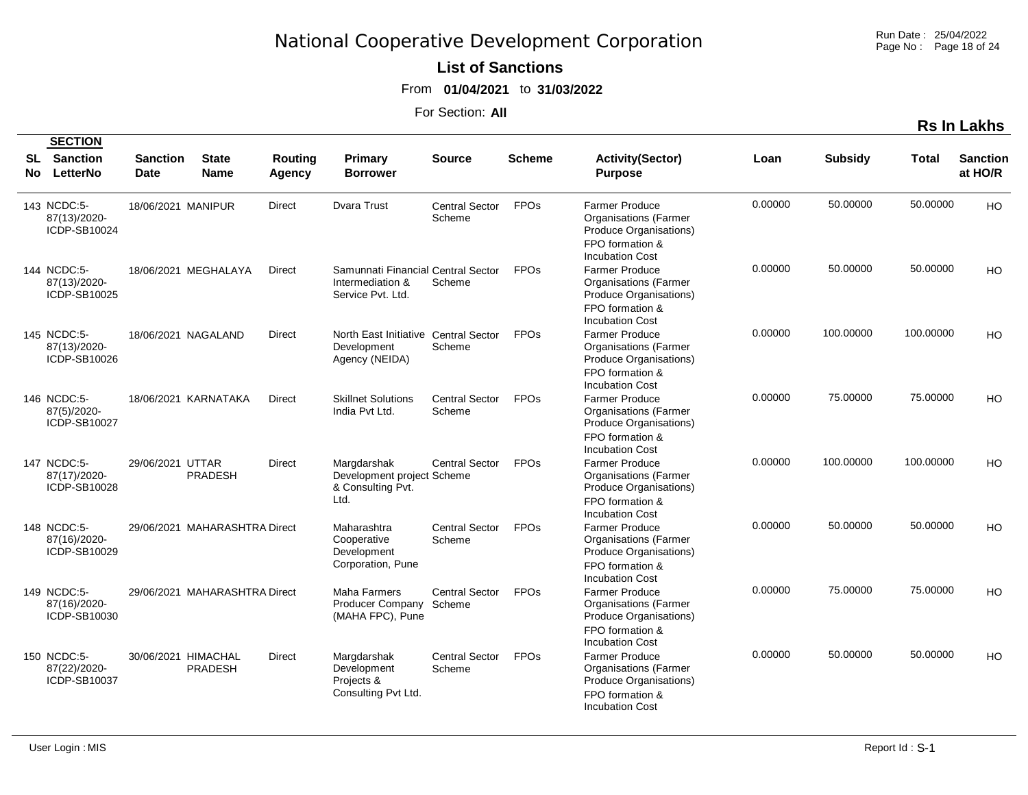# National Cooperative Development Corporation

## List of Sanctions

From **01/04/2021** to **31/03/2022**

For Section: **All**

**Rs In Lakhs**

| SL No | SECTION Sanction LetterNo | Sanction Date | State Name | Routing Agency | Primary Borrower | Source | Scheme | Activity(Sector) Purpose | Loan | Subsidy | Total | Sanction at HO/R |
|---|---|---|---|---|---|---|---|---|---|---|---|---|
| 143 | NCDC:5-87(13)/2020-ICDP-SB10024 | 18/06/2021 | MANIPUR | Direct | Dvara Trust | Central Sector Scheme | FPOs | Farmer Produce Organisations (Farmer Produce Organisations) FPO formation & Incubation Cost | 0.00000 | 50.00000 | 50.00000 | HO |
| 144 | NCDC:5-87(13)/2020-ICDP-SB10025 | 18/06/2021 | MEGHALAYA | Direct | Samunnati Financial Intermediation & Service Pvt. Ltd. | Central Sector Scheme | FPOs | Farmer Produce Organisations (Farmer Produce Organisations) FPO formation & Incubation Cost | 0.00000 | 50.00000 | 50.00000 | HO |
| 145 | NCDC:5-87(13)/2020-ICDP-SB10026 | 18/06/2021 | NAGALAND | Direct | North East Initiative Development Agency (NEIDA) | Central Sector Scheme | FPOs | Farmer Produce Organisations (Farmer Produce Organisations) FPO formation & Incubation Cost | 0.00000 | 100.00000 | 100.00000 | HO |
| 146 | NCDC:5-87(5)/2020-ICDP-SB10027 | 18/06/2021 | KARNATAKA | Direct | Skillnet Solutions India Pvt Ltd. | Central Sector Scheme | FPOs | Farmer Produce Organisations (Farmer Produce Organisations) FPO formation & Incubation Cost | 0.00000 | 75.00000 | 75.00000 | HO |
| 147 | NCDC:5-87(17)/2020-ICDP-SB10028 | 29/06/2021 | UTTAR PRADESH | Direct | Margdarshak Development project & Consulting Pvt. Ltd. | Central Sector Scheme | FPOs | Farmer Produce Organisations (Farmer Produce Organisations) FPO formation & Incubation Cost | 0.00000 | 100.00000 | 100.00000 | HO |
| 148 | NCDC:5-87(16)/2020-ICDP-SB10029 | 29/06/2021 | MAHARASHTRA | Direct | Maharashtra Cooperative Development Corporation, Pune | Central Sector Scheme | FPOs | Farmer Produce Organisations (Farmer Produce Organisations) FPO formation & Incubation Cost | 0.00000 | 50.00000 | 50.00000 | HO |
| 149 | NCDC:5-87(16)/2020-ICDP-SB10030 | 29/06/2021 | MAHARASHTRA | Direct | Maha Farmers Producer Company (MAHA FPC), Pune | Central Sector Scheme | FPOs | Farmer Produce Organisations (Farmer Produce Organisations) FPO formation & Incubation Cost | 0.00000 | 75.00000 | 75.00000 | HO |
| 150 | NCDC:5-87(22)/2020-ICDP-SB10037 | 30/06/2021 | HIMACHAL PRADESH | Direct | Margdarshak Development Projects & Consulting Pvt Ltd. | Central Sector Scheme | FPOs | Farmer Produce Organisations (Farmer Produce Organisations) FPO formation & Incubation Cost | 0.00000 | 50.00000 | 50.00000 | HO |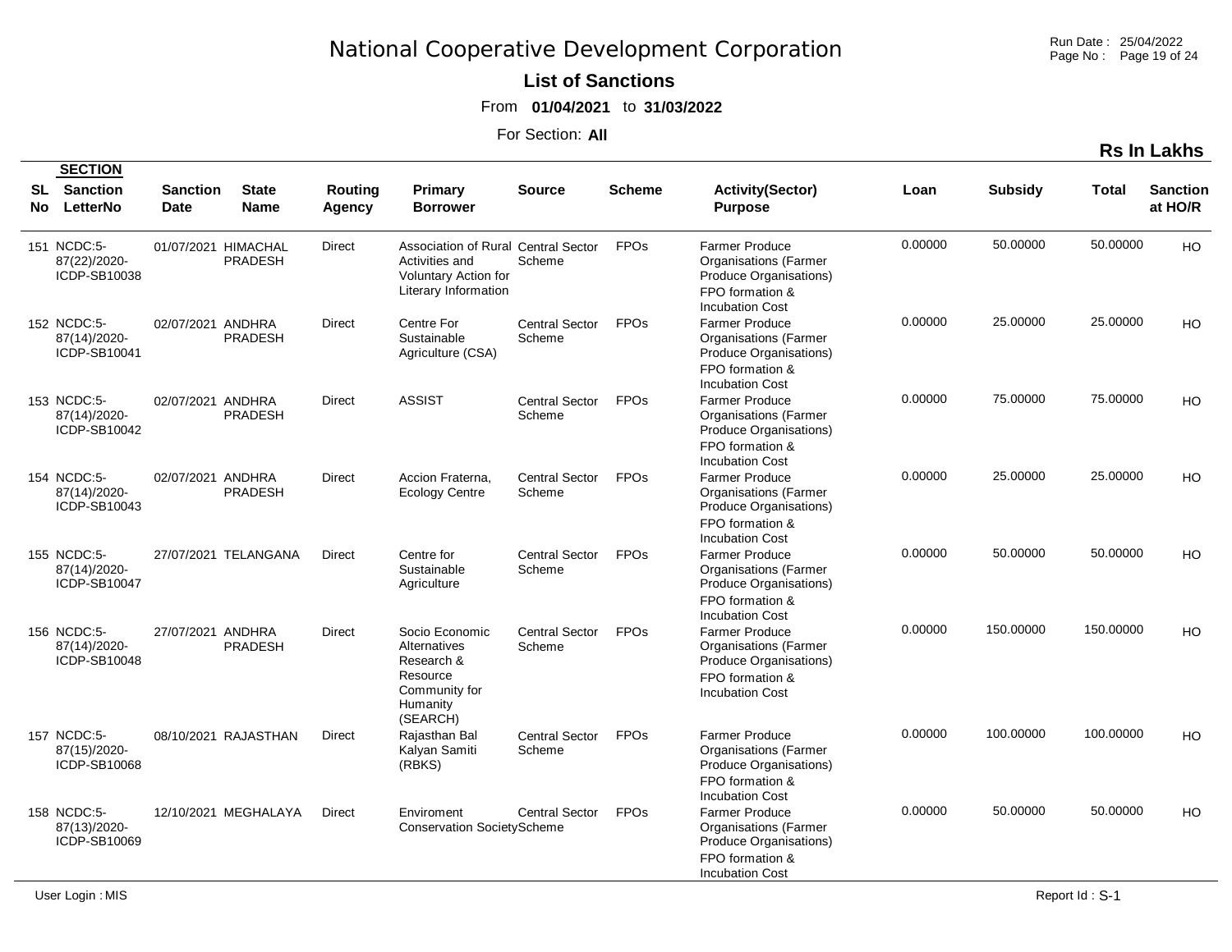# National Cooperative Development Corporation

**List of Sanctions**

From **01/04/2021** to **31/03/2022**

For Section: **All**

**Rs In Lakhs**

| SL No | SECTION Sanction LetterNo | Sanction Date | State Name | Routing Agency | Primary Borrower | Source | Scheme | Activity(Sector) Purpose | Loan | Subsidy | Total | Sanction at HO/R |
|---|---|---|---|---|---|---|---|---|---|---|---|---|
| 151 | NCDC:5-87(22)/2020-ICDP-SB10038 | 01/07/2021 | HIMACHAL PRADESH | Direct | Association of Rural Activities and Voluntary Action for Literary Information | Central Sector Scheme | FPOs | Farmer Produce Organisations (Farmer Produce Organisations) FPO formation & Incubation Cost | 0.00000 | 50.00000 | 50.00000 | HO |
| 152 | NCDC:5-87(14)/2020-ICDP-SB10041 | 02/07/2021 | ANDHRA PRADESH | Direct | Centre For Sustainable Agriculture (CSA) | Central Sector Scheme | FPOs | Farmer Produce Organisations (Farmer Produce Organisations) FPO formation & Incubation Cost | 0.00000 | 25.00000 | 25.00000 | HO |
| 153 | NCDC:5-87(14)/2020-ICDP-SB10042 | 02/07/2021 | ANDHRA PRADESH | Direct | ASSIST | Central Sector Scheme | FPOs | Farmer Produce Organisations (Farmer Produce Organisations) FPO formation & Incubation Cost | 0.00000 | 75.00000 | 75.00000 | HO |
| 154 | NCDC:5-87(14)/2020-ICDP-SB10043 | 02/07/2021 | ANDHRA PRADESH | Direct | Accion Fraterna, Ecology Centre | Central Sector Scheme | FPOs | Farmer Produce Organisations (Farmer Produce Organisations) FPO formation & Incubation Cost | 0.00000 | 25.00000 | 25.00000 | HO |
| 155 | NCDC:5-87(14)/2020-ICDP-SB10047 | 27/07/2021 | TELANGANA | Direct | Centre for Sustainable Agriculture | Central Sector Scheme | FPOs | Farmer Produce Organisations (Farmer Produce Organisations) FPO formation & Incubation Cost | 0.00000 | 50.00000 | 50.00000 | HO |
| 156 | NCDC:5-87(14)/2020-ICDP-SB10048 | 27/07/2021 | ANDHRA PRADESH | Direct | Socio Economic Alternatives Research & Resource Community for Humanity (SEARCH) | Central Sector Scheme | FPOs | Farmer Produce Organisations (Farmer Produce Organisations) FPO formation & Incubation Cost | 0.00000 | 150.00000 | 150.00000 | HO |
| 157 | NCDC:5-87(15)/2020-ICDP-SB10068 | 08/10/2021 | RAJASTHAN | Direct | Rajasthan Bal Kalyan Samiti (RBKS) | Central Sector Scheme | FPOs | Farmer Produce Organisations (Farmer Produce Organisations) FPO formation & Incubation Cost | 0.00000 | 100.00000 | 100.00000 | HO |
| 158 | NCDC:5-87(13)/2020-ICDP-SB10069 | 12/10/2021 | MEGHALAYA | Direct | Enviroment Conservation Society | Central Sector Scheme | FPOs | Farmer Produce Organisations (Farmer Produce Organisations) FPO formation & Incubation Cost | 0.00000 | 50.00000 | 50.00000 | HO |

User Login : MIS

Report Id : S-1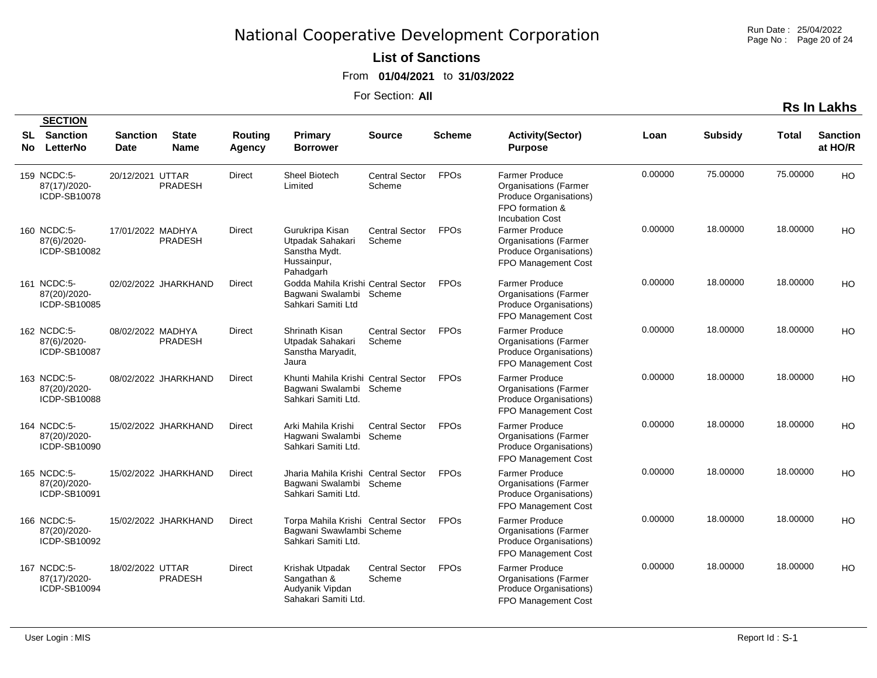# National Cooperative Development Corporation

**List of Sanctions**

From **01/04/2021** to **31/03/2022**

For Section: **All**

**Rs In Lakhs**

| SL No | SECTION Sanction LetterNo | Sanction Date | State Name | Routing Agency | Primary Borrower | Source | Scheme | Activity(Sector) Purpose | Loan | Subsidy | Total | Sanction at HO/R |
|---|---|---|---|---|---|---|---|---|---|---|---|---|
| 159 | NCDC:5-87(17)/2020-ICDP-SB10078 | 20/12/2021 | UTTAR PRADESH | Direct | Sheel Biotech Limited | Central Sector Scheme | FPOs | Farmer Produce Organisations (Farmer Produce Organisations) FPO formation & Incubation Cost | 0.00000 | 75.00000 | 75.00000 | HO |
| 160 | NCDC:5-87(6)/2020-ICDP-SB10082 | 17/01/2022 | MADHYA PRADESH | Direct | Gurukripa Kisan Utpadak Sahakari Sanstha Mydt. Hussainpur, Pahadgarh | Central Sector Scheme | FPOs | Farmer Produce Organisations (Farmer Produce Organisations) FPO Management Cost | 0.00000 | 18.00000 | 18.00000 | HO |
| 161 | NCDC:5-87(20)/2020-ICDP-SB10085 | 02/02/2022 | JHARKHAND | Direct | Godda Mahila Krishi Bagwani Swalambi Sahkari Samiti Ltd | Central Sector Scheme | FPOs | Farmer Produce Organisations (Farmer Produce Organisations) FPO Management Cost | 0.00000 | 18.00000 | 18.00000 | HO |
| 162 | NCDC:5-87(6)/2020-ICDP-SB10087 | 08/02/2022 | MADHYA PRADESH | Direct | Shrinath Kisan Utpadak Sahakari Sanstha Maryadit, Jaura | Central Sector Scheme | FPOs | Farmer Produce Organisations (Farmer Produce Organisations) FPO Management Cost | 0.00000 | 18.00000 | 18.00000 | HO |
| 163 | NCDC:5-87(20)/2020-ICDP-SB10088 | 08/02/2022 | JHARKHAND | Direct | Khunti Mahila Krishi Bagwani Swalambi Sahkari Samiti Ltd. | Central Sector Scheme | FPOs | Farmer Produce Organisations (Farmer Produce Organisations) FPO Management Cost | 0.00000 | 18.00000 | 18.00000 | HO |
| 164 | NCDC:5-87(20)/2020-ICDP-SB10090 | 15/02/2022 | JHARKHAND | Direct | Arki Mahila Krishi Hagwani Swalambi Sahkari Samiti Ltd. | Central Sector Scheme | FPOs | Farmer Produce Organisations (Farmer Produce Organisations) FPO Management Cost | 0.00000 | 18.00000 | 18.00000 | HO |
| 165 | NCDC:5-87(20)/2020-ICDP-SB10091 | 15/02/2022 | JHARKHAND | Direct | Jharia Mahila Krishi Bagwani Swalambi Sahkari Samiti Ltd. | Central Sector Scheme | FPOs | Farmer Produce Organisations (Farmer Produce Organisations) FPO Management Cost | 0.00000 | 18.00000 | 18.00000 | HO |
| 166 | NCDC:5-87(20)/2020-ICDP-SB10092 | 15/02/2022 | JHARKHAND | Direct | Torpa Mahila Krishi Bagwani Swawlambi Sahkari Samiti Ltd. | Central Sector Scheme | FPOs | Farmer Produce Organisations (Farmer Produce Organisations) FPO Management Cost | 0.00000 | 18.00000 | 18.00000 | HO |
| 167 | NCDC:5-87(17)/2020-ICDP-SB10094 | 18/02/2022 | UTTAR PRADESH | Direct | Krishak Utpadak Sangathan & Audyanik Vipdan Sahakari Samiti Ltd. | Central Sector Scheme | FPOs | Farmer Produce Organisations (Farmer Produce Organisations) FPO Management Cost | 0.00000 | 18.00000 | 18.00000 | HO |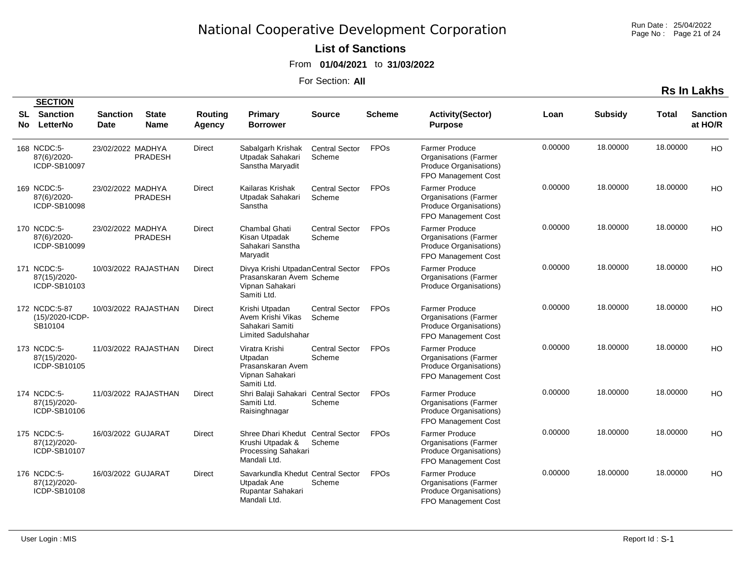# National Cooperative Development Corporation

## List of Sanctions

From **01/04/2021** to **31/03/2022**

For Section: **All**

**Rs In Lakhs**

| SL No | SECTION Sanction LetterNo | Sanction Date | State Name | Routing Agency | Primary Borrower | Source | Scheme | Activity(Sector) Purpose | Loan | Subsidy | Total | Sanction at HO/R |
|---|---|---|---|---|---|---|---|---|---|---|---|---|
| 168 | NCDC:5-87(6)/2020-ICDP-SB10097 | 23/02/2022 | MADHYA PRADESH | Direct | Sabalgarh Krishak Utpadak Sahakari Sanstha Maryadit | Central Sector Scheme | FPOs | Farmer Produce Organisations (Farmer Produce Organisations) FPO Management Cost | 0.00000 | 18.00000 | 18.00000 | HO |
| 169 | NCDC:5-87(6)/2020-ICDP-SB10098 | 23/02/2022 | MADHYA PRADESH | Direct | Kailaras Krishak Utpadak Sahakari Sanstha | Central Sector Scheme | FPOs | Farmer Produce Organisations (Farmer Produce Organisations) FPO Management Cost | 0.00000 | 18.00000 | 18.00000 | HO |
| 170 | NCDC:5-87(6)/2020-ICDP-SB10099 | 23/02/2022 | MADHYA PRADESH | Direct | Chambal Ghati Kisan Utpadak Sahakari Sanstha Maryadit | Central Sector Scheme | FPOs | Farmer Produce Organisations (Farmer Produce Organisations) FPO Management Cost | 0.00000 | 18.00000 | 18.00000 | HO |
| 171 | NCDC:5-87(15)/2020-ICDP-SB10103 | 10/03/2022 | RAJASTHAN | Direct | Divya Krishi Utpadan Prasanskaran Avem Vipnan Sahakari Samiti Ltd. | Central Sector Scheme | FPOs | Farmer Produce Organisations (Farmer Produce Organisations) | 0.00000 | 18.00000 | 18.00000 | HO |
| 172 | NCDC:5-87(15)/2020-ICDP-SB10104 | 10/03/2022 | RAJASTHAN | Direct | Krishi Utpadan Avem Krishi Vikas Sahakari Samiti Limited Sadulshahar | Central Sector Scheme | FPOs | Farmer Produce Organisations (Farmer Produce Organisations) FPO Management Cost | 0.00000 | 18.00000 | 18.00000 | HO |
| 173 | NCDC:5-87(15)/2020-ICDP-SB10105 | 11/03/2022 | RAJASTHAN | Direct | Viratra Krishi Utpadan Prasanskaran Avem Vipnan Sahakari Samiti Ltd. | Central Sector Scheme | FPOs | Farmer Produce Organisations (Farmer Produce Organisations) FPO Management Cost | 0.00000 | 18.00000 | 18.00000 | HO |
| 174 | NCDC:5-87(15)/2020-ICDP-SB10106 | 11/03/2022 | RAJASTHAN | Direct | Shri Balaji Sahakari Samiti Ltd. Raisinghnagar | Central Sector Scheme | FPOs | Farmer Produce Organisations (Farmer Produce Organisations) FPO Management Cost | 0.00000 | 18.00000 | 18.00000 | HO |
| 175 | NCDC:5-87(12)/2020-ICDP-SB10107 | 16/03/2022 | GUJARAT | Direct | Shree Dhari Khedut Krushi Utpadak & Processing Sahakari Mandali Ltd. | Central Sector Scheme | FPOs | Farmer Produce Organisations (Farmer Produce Organisations) FPO Management Cost | 0.00000 | 18.00000 | 18.00000 | HO |
| 176 | NCDC:5-87(12)/2020-ICDP-SB10108 | 16/03/2022 | GUJARAT | Direct | Savarkundla Khedut Utpadak Ane Rupantar Sahakari Mandali Ltd. | Central Sector Scheme | FPOs | Farmer Produce Organisations (Farmer Produce Organisations) FPO Management Cost | 0.00000 | 18.00000 | 18.00000 | HO |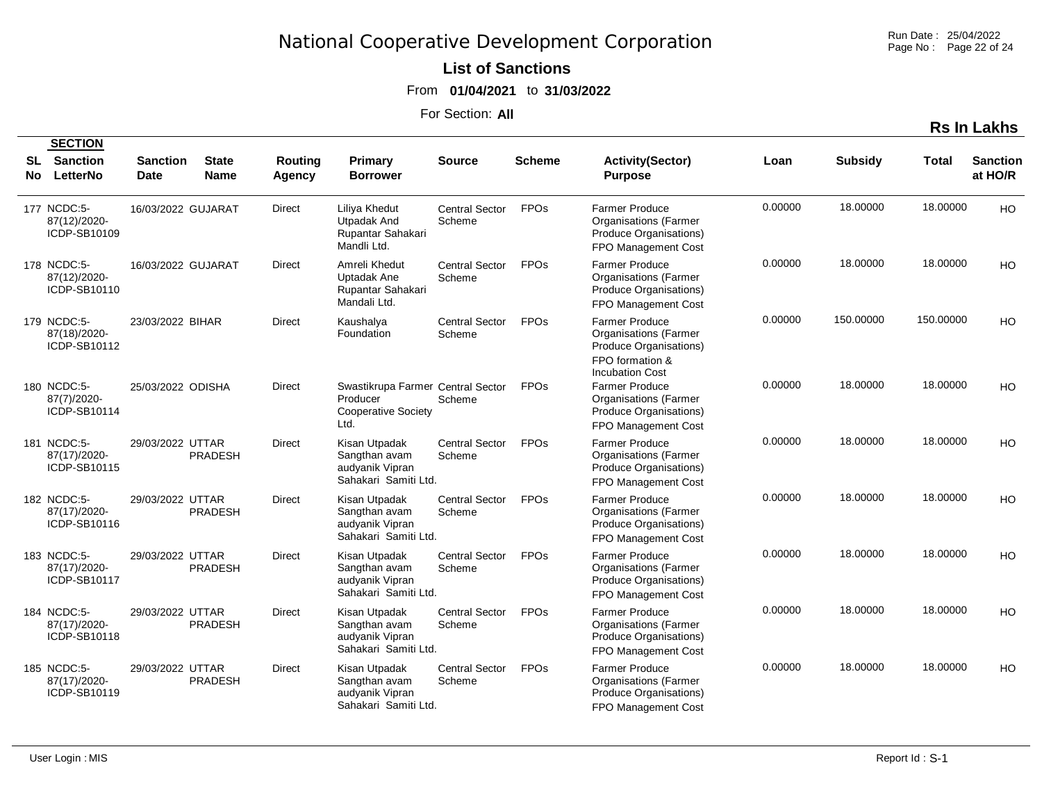# National Cooperative Development Corporation

**List of Sanctions**

From **01/04/2021** to **31/03/2022**

For Section: **All**

**Rs In Lakhs**

| SL No | SECTION Sanction LetterNo | Sanction Date | State Name | Routing Agency | Primary Borrower | Source | Scheme | Activity(Sector) Purpose | Loan | Subsidy | Total | Sanction at HO/R |
|---|---|---|---|---|---|---|---|---|---|---|---|---|
| 177 | NCDC:5-87(12)/2020-ICDP-SB10109 | 16/03/2022 | GUJARAT | Direct | Liliya Khedut Utpadak And Rupantar Sahakari Mandli Ltd. | Central Sector Scheme | FPOs | Farmer Produce Organisations (Farmer Produce Organisations) FPO Management Cost | 0.00000 | 18.00000 | 18.00000 | HO |
| 178 | NCDC:5-87(12)/2020-ICDP-SB10110 | 16/03/2022 | GUJARAT | Direct | Amreli Khedut Uptadak Ane Rupantar Sahakari Mandali Ltd. | Central Sector Scheme | FPOs | Farmer Produce Organisations (Farmer Produce Organisations) FPO Management Cost | 0.00000 | 18.00000 | 18.00000 | HO |
| 179 | NCDC:5-87(18)/2020-ICDP-SB10112 | 23/03/2022 | BIHAR | Direct | Kaushalya Foundation | Central Sector Scheme | FPOs | Farmer Produce Organisations (Farmer Produce Organisations) FPO formation & Incubation Cost | 0.00000 | 150.00000 | 150.00000 | HO |
| 180 | NCDC:5-87(7)/2020-ICDP-SB10114 | 25/03/2022 | ODISHA | Direct | Swastikrupa Farmer Producer Cooperative Society Ltd. | Central Sector Scheme | FPOs | Farmer Produce Organisations (Farmer Produce Organisations) FPO Management Cost | 0.00000 | 18.00000 | 18.00000 | HO |
| 181 | NCDC:5-87(17)/2020-ICDP-SB10115 | 29/03/2022 | UTTAR PRADESH | Direct | Kisan Utpadak Sangthan avam audyanik Vipran Sahakari Samiti Ltd. | Central Sector Scheme | FPOs | Farmer Produce Organisations (Farmer Produce Organisations) FPO Management Cost | 0.00000 | 18.00000 | 18.00000 | HO |
| 182 | NCDC:5-87(17)/2020-ICDP-SB10116 | 29/03/2022 | UTTAR PRADESH | Direct | Kisan Utpadak Sangthan avam audyanik Vipran Sahakari Samiti Ltd. | Central Sector Scheme | FPOs | Farmer Produce Organisations (Farmer Produce Organisations) FPO Management Cost | 0.00000 | 18.00000 | 18.00000 | HO |
| 183 | NCDC:5-87(17)/2020-ICDP-SB10117 | 29/03/2022 | UTTAR PRADESH | Direct | Kisan Utpadak Sangthan avam audyanik Vipran Sahakari Samiti Ltd. | Central Sector Scheme | FPOs | Farmer Produce Organisations (Farmer Produce Organisations) FPO Management Cost | 0.00000 | 18.00000 | 18.00000 | HO |
| 184 | NCDC:5-87(17)/2020-ICDP-SB10118 | 29/03/2022 | UTTAR PRADESH | Direct | Kisan Utpadak Sangthan avam audyanik Vipran Sahakari Samiti Ltd. | Central Sector Scheme | FPOs | Farmer Produce Organisations (Farmer Produce Organisations) FPO Management Cost | 0.00000 | 18.00000 | 18.00000 | HO |
| 185 | NCDC:5-87(17)/2020-ICDP-SB10119 | 29/03/2022 | UTTAR PRADESH | Direct | Kisan Utpadak Sangthan avam audyanik Vipran Sahakari Samiti Ltd. | Central Sector Scheme | FPOs | Farmer Produce Organisations (Farmer Produce Organisations) FPO Management Cost | 0.00000 | 18.00000 | 18.00000 | HO |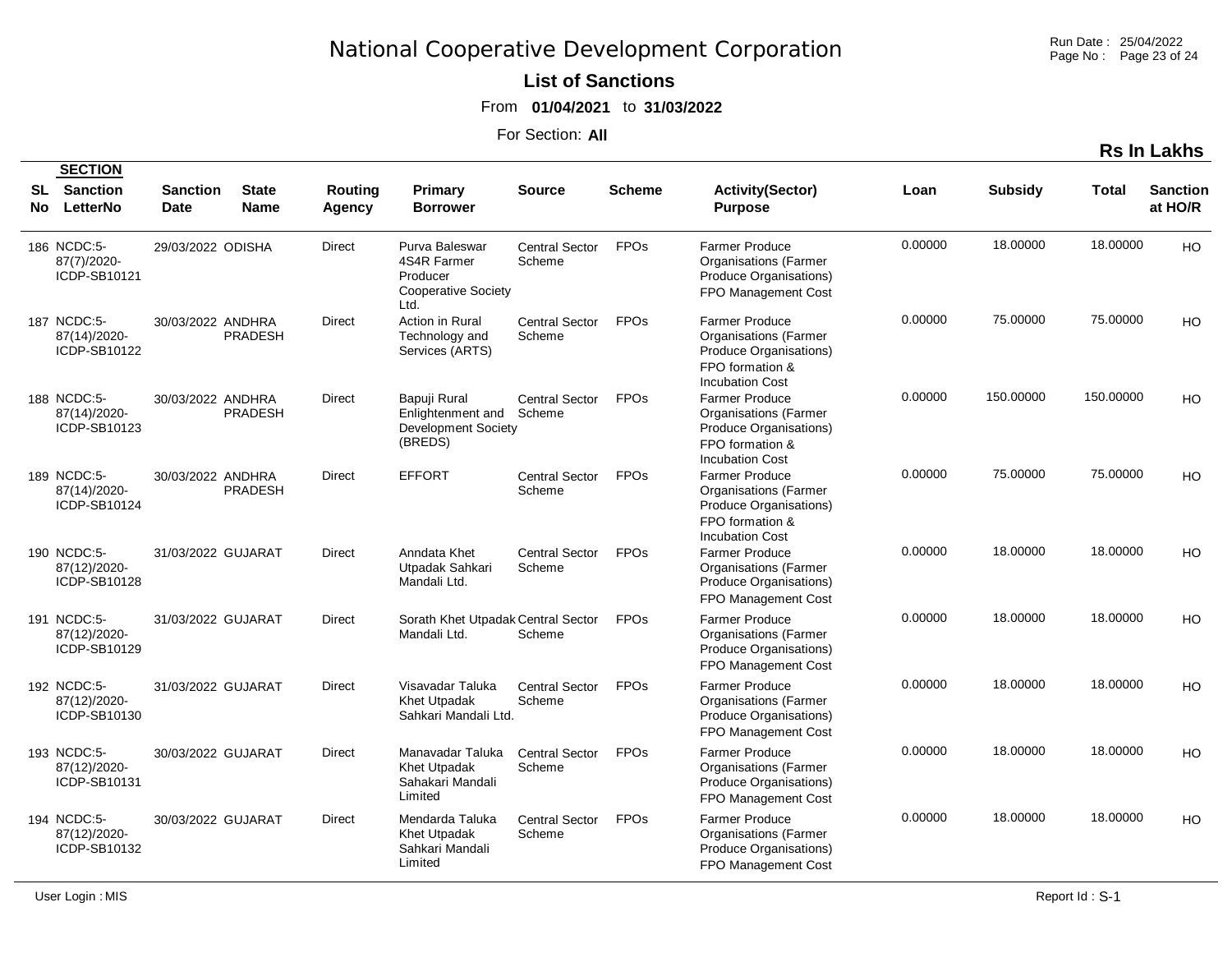# National Cooperative Development Corporation

## List of Sanctions

From **01/04/2021** to **31/03/2022**

For Section: **All**

**Rs In Lakhs**

| SL No | SECTION Sanction LetterNo | Sanction Date | State Name | Routing Agency | Primary Borrower | Source | Scheme | Activity(Sector) Purpose | Loan | Subsidy | Total | Sanction at HO/R |
|---|---|---|---|---|---|---|---|---|---|---|---|---|
| 186 | NCDC:5-87(7)/2020-ICDP-SB10121 | 29/03/2022 | ODISHA | Direct | Purva Baleswar 4S4R Farmer Producer Cooperative Society Ltd. | Central Sector Scheme | FPOs | Farmer Produce Organisations (Farmer Produce Organisations) FPO Management Cost | 0.00000 | 18.00000 | 18.00000 | HO |
| 187 | NCDC:5-87(14)/2020-ICDP-SB10122 | 30/03/2022 | ANDHRA PRADESH | Direct | Action in Rural Technology and Services (ARTS) | Central Sector Scheme | FPOs | Farmer Produce Organisations (Farmer Produce Organisations) FPO formation & Incubation Cost | 0.00000 | 75.00000 | 75.00000 | HO |
| 188 | NCDC:5-87(14)/2020-ICDP-SB10123 | 30/03/2022 | ANDHRA PRADESH | Direct | Bapuji Rural Enlightenment and Development Society (BREDS) | Central Sector Scheme | FPOs | Farmer Produce Organisations (Farmer Produce Organisations) FPO formation & Incubation Cost | 0.00000 | 150.00000 | 150.00000 | HO |
| 189 | NCDC:5-87(14)/2020-ICDP-SB10124 | 30/03/2022 | ANDHRA PRADESH | Direct | EFFORT | Central Sector Scheme | FPOs | Farmer Produce Organisations (Farmer Produce Organisations) FPO formation & Incubation Cost | 0.00000 | 75.00000 | 75.00000 | HO |
| 190 | NCDC:5-87(12)/2020-ICDP-SB10128 | 31/03/2022 | GUJARAT | Direct | Anndata Khet Utpadak Sahkari Mandali Ltd. | Central Sector Scheme | FPOs | Farmer Produce Organisations (Farmer Produce Organisations) FPO Management Cost | 0.00000 | 18.00000 | 18.00000 | HO |
| 191 | NCDC:5-87(12)/2020-ICDP-SB10129 | 31/03/2022 | GUJARAT | Direct | Sorath Khet Utpadak Mandali Ltd. | Central Sector Scheme | FPOs | Farmer Produce Organisations (Farmer Produce Organisations) FPO Management Cost | 0.00000 | 18.00000 | 18.00000 | HO |
| 192 | NCDC:5-87(12)/2020-ICDP-SB10130 | 31/03/2022 | GUJARAT | Direct | Visavadar Taluka Khet Utpadak Sahkari Mandali Ltd. | Central Sector Scheme | FPOs | Farmer Produce Organisations (Farmer Produce Organisations) FPO Management Cost | 0.00000 | 18.00000 | 18.00000 | HO |
| 193 | NCDC:5-87(12)/2020-ICDP-SB10131 | 30/03/2022 | GUJARAT | Direct | Manavadar Taluka Khet Utpadak Sahakari Mandali Limited | Central Sector Scheme | FPOs | Farmer Produce Organisations (Farmer Produce Organisations) FPO Management Cost | 0.00000 | 18.00000 | 18.00000 | HO |
| 194 | NCDC:5-87(12)/2020-ICDP-SB10132 | 30/03/2022 | GUJARAT | Direct | Mendarda Taluka Khet Utpadak Sahkari Mandali Limited | Central Sector Scheme | FPOs | Farmer Produce Organisations (Farmer Produce Organisations) FPO Management Cost | 0.00000 | 18.00000 | 18.00000 | HO |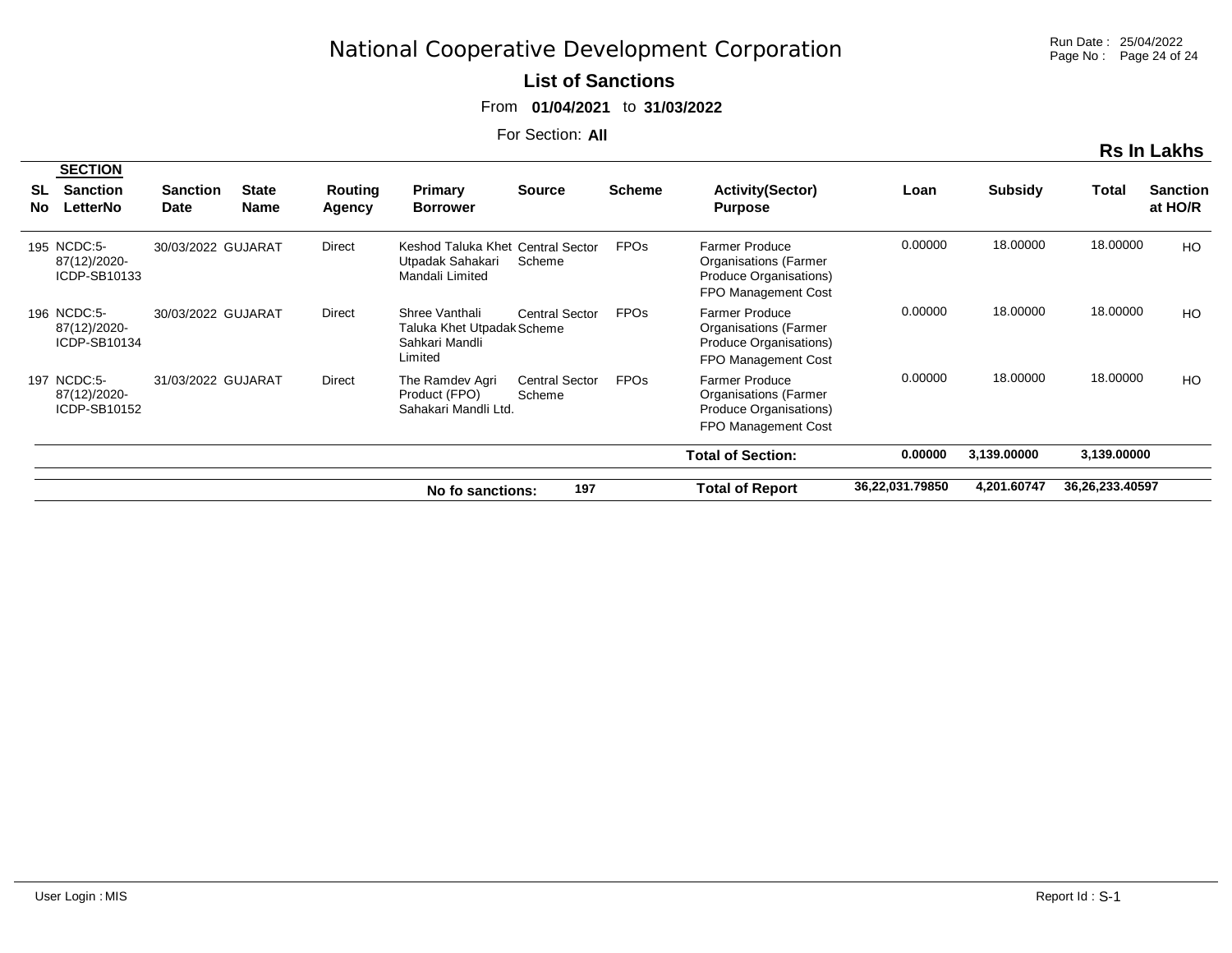# National Cooperative Development Corporation

## List of Sanctions

From **01/04/2021** to **31/03/2022**

For Section: **All**

**Rs In Lakhs**

| SL No | SECTION Sanction LetterNo | Sanction Date | State Name | Routing Agency | Primary Borrower | Source | Scheme | Activity(Sector) Purpose | Loan | Subsidy | Total | Sanction at HO/R |
|---|---|---|---|---|---|---|---|---|---|---|---|---|
| 195 | NCDC:5-87(12)/2020-ICDP-SB10133 | 30/03/2022 | GUJARAT | Direct | Keshod Taluka Khet Utpadak Sahakari Mandali Limited | Central Sector Scheme | FPOs | Farmer Produce Organisations (Farmer Produce Organisations) FPO Management Cost | 0.00000 | 18.00000 | 18.00000 | HO |
| 196 | NCDC:5-87(12)/2020-ICDP-SB10134 | 30/03/2022 | GUJARAT | Direct | Shree Vanthali Taluka Khet Utpadak Sahkari Mandli Limited | Central Sector Scheme | FPOs | Farmer Produce Organisations (Farmer Produce Organisations) FPO Management Cost | 0.00000 | 18.00000 | 18.00000 | HO |
| 197 | NCDC:5-87(12)/2020-ICDP-SB10152 | 31/03/2022 | GUJARAT | Direct | The Ramdev Agri Product (FPO) Sahakari Mandli Ltd. | Central Sector Scheme | FPOs | Farmer Produce Organisations (Farmer Produce Organisations) FPO Management Cost | 0.00000 | 18.00000 | 18.00000 | HO |
| | | | | | | | | **Total of Section:** | **0.00000** | **3,139.00000** | **3,139.00000** | |
| | | | | | **No fo sanctions:** | **197** | | **Total of Report** | **36,22,031.79850** | **4,201.60747** | **36,26,233.40597** | |

User Login : MIS

Report Id : S-1